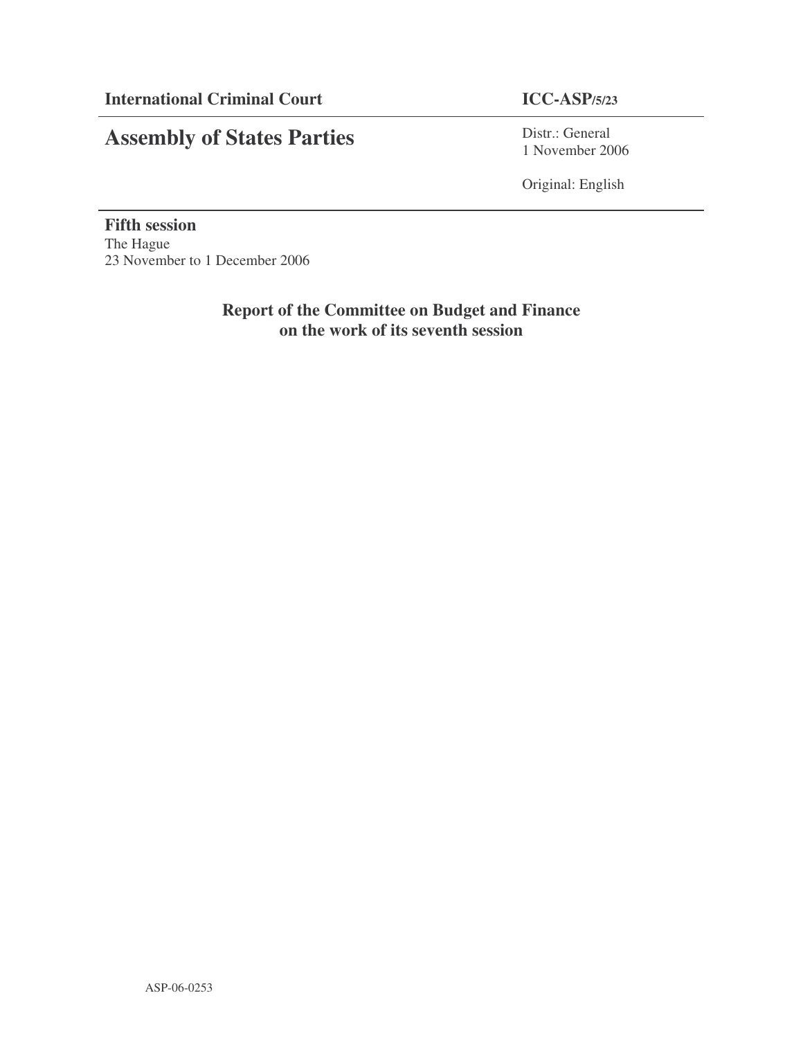**International Criminal Court** **ICC-ASP/5/23**

# Assembly of States Parties

Distr.: General
1 November 2006

Original: English

**Fifth session**
The Hague
23 November to 1 December 2006

## Report of the Committee on Budget and Finance on the work of its seventh session

ASP-06-0253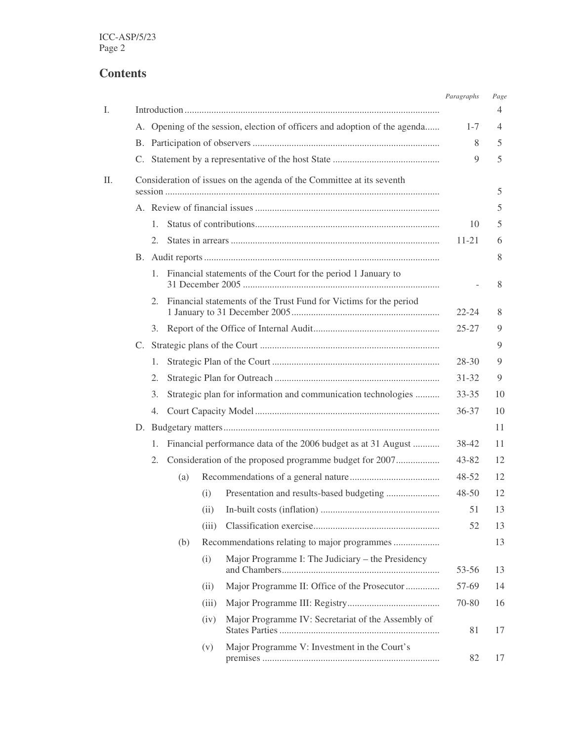# Contents

| | | Paragraphs | Page |
|---|---|---|---|
| I. | Introduction | | 4 |
| | A. Opening of the session, election of officers and adoption of the agenda | 1-7 | 4 |
| | B. Participation of observers | 8 | 5 |
| | C. Statement by a representative of the host State | 9 | 5 |
| II. | Consideration of issues on the agenda of the Committee at its seventh session | | 5 |
| | A. Review of financial issues | | 5 |
| | 1. Status of contributions | 10 | 5 |
| | 2. States in arrears | 11-21 | 6 |
| | B. Audit reports | | 8 |
| | 1. Financial statements of the Court for the period 1 January to 31 December 2005 | - | 8 |
| | 2. Financial statements of the Trust Fund for Victims for the period 1 January to 31 December 2005 | 22-24 | 8 |
| | 3. Report of the Office of Internal Audit | 25-27 | 9 |
| | C. Strategic plans of the Court | | 9 |
| | 1. Strategic Plan of the Court | 28-30 | 9 |
| | 2. Strategic Plan for Outreach | 31-32 | 9 |
| | 3. Strategic plan for information and communication technologies | 33-35 | 10 |
| | 4. Court Capacity Model | 36-37 | 10 |
| | D. Budgetary matters | | 11 |
| | 1. Financial performance data of the 2006 budget as at 31 August | 38-42 | 11 |
| | 2. Consideration of the proposed programme budget for 2007 | 43-82 | 12 |
| | (a) Recommendations of a general nature | 48-52 | 12 |
| | (i) Presentation and results-based budgeting | 48-50 | 12 |
| | (ii) In-built costs (inflation) | 51 | 13 |
| | (iii) Classification exercise | 52 | 13 |
| | (b) Recommendations relating to major programmes | | 13 |
| | (i) Major Programme I: The Judiciary – the Presidency and Chambers | 53-56 | 13 |
| | (ii) Major Programme II: Office of the Prosecutor | 57-69 | 14 |
| | (iii) Major Programme III: Registry | 70-80 | 16 |
| | (iv) Major Programme IV: Secretariat of the Assembly of States Parties | 81 | 17 |
| | (v) Major Programme V: Investment in the Court's premises | 82 | 17 |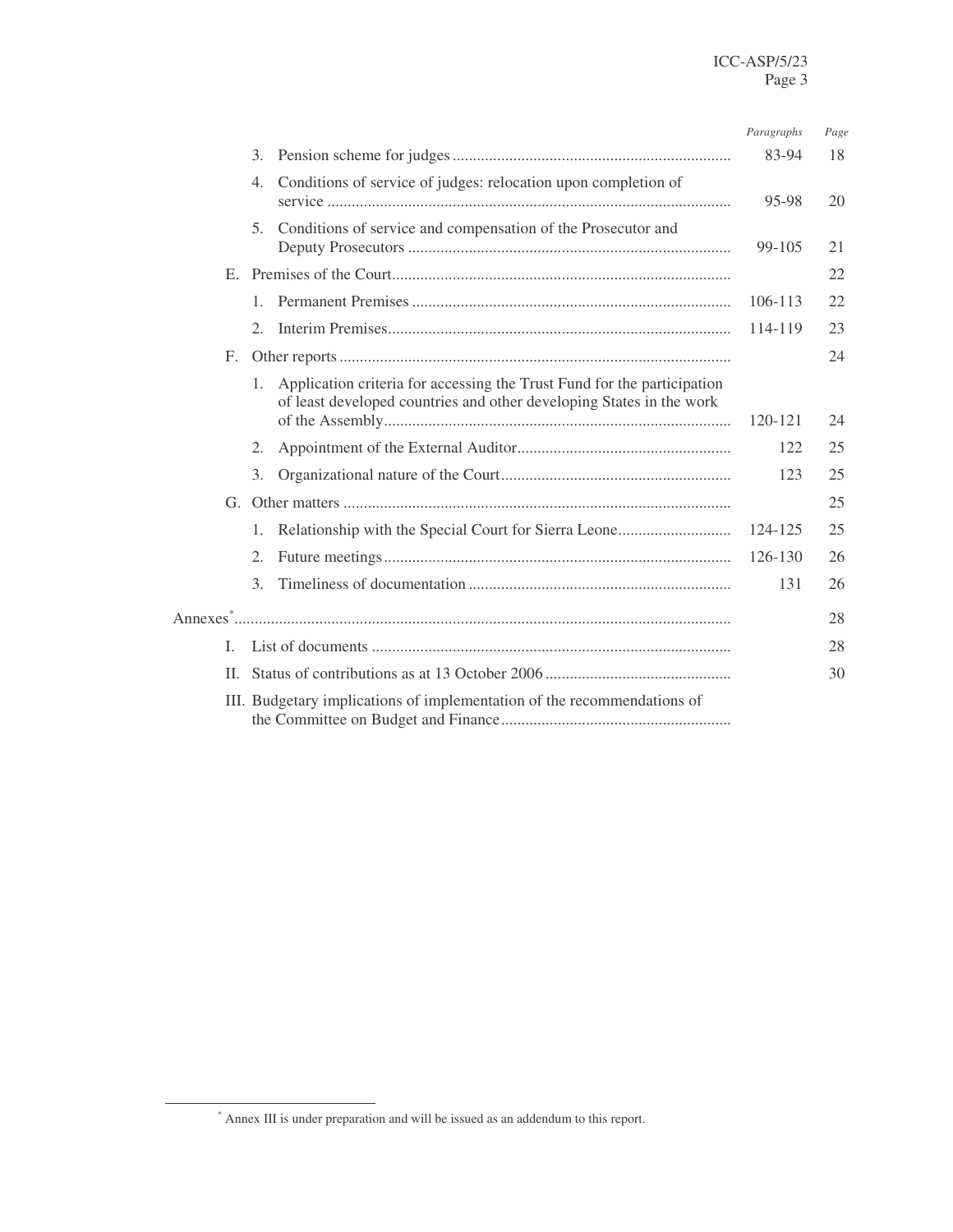| | Paragraphs | Page |
|---|---|---|
| 3. Pension scheme for judges | 83-94 | 18 |
| 4. Conditions of service of judges: relocation upon completion of service | 95-98 | 20 |
| 5. Conditions of service and compensation of the Prosecutor and Deputy Prosecutors | 99-105 | 21 |
| E. Premises of the Court | | 22 |
| 1. Permanent Premises | 106-113 | 22 |
| 2. Interim Premises | 114-119 | 23 |
| F. Other reports | | 24 |
| 1. Application criteria for accessing the Trust Fund for the participation of least developed countries and other developing States in the work of the Assembly | 120-121 | 24 |
| 2. Appointment of the External Auditor | 122 | 25 |
| 3. Organizational nature of the Court | 123 | 25 |
| G. Other matters | | 25 |
| 1. Relationship with the Special Court for Sierra Leone | 124-125 | 25 |
| 2. Future meetings | 126-130 | 26 |
| 3. Timeliness of documentation | 131 | 26 |
| Annexes* | | 28 |
| I. List of documents | | 28 |
| II. Status of contributions as at 13 October 2006 | | 30 |
| III. Budgetary implications of implementation of the recommendations of the Committee on Budget and Finance | | |

* Annex III is under preparation and will be issued as an addendum to this report.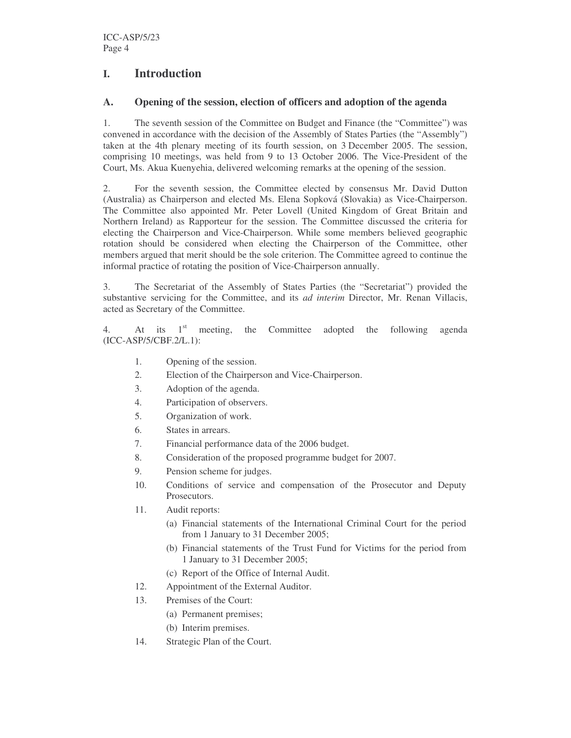# I. Introduction

## A. Opening of the session, election of officers and adoption of the agenda

1. The seventh session of the Committee on Budget and Finance (the "Committee") was convened in accordance with the decision of the Assembly of States Parties (the "Assembly") taken at the 4th plenary meeting of its fourth session, on 3 December 2005. The session, comprising 10 meetings, was held from 9 to 13 October 2006. The Vice-President of the Court, Ms. Akua Kuenyehia, delivered welcoming remarks at the opening of the session.

2. For the seventh session, the Committee elected by consensus Mr. David Dutton (Australia) as Chairperson and elected Ms. Elena Sopková (Slovakia) as Vice-Chairperson. The Committee also appointed Mr. Peter Lovell (United Kingdom of Great Britain and Northern Ireland) as Rapporteur for the session. The Committee discussed the criteria for electing the Chairperson and Vice-Chairperson. While some members believed geographic rotation should be considered when electing the Chairperson of the Committee, other members argued that merit should be the sole criterion. The Committee agreed to continue the informal practice of rotating the position of Vice-Chairperson annually.

3. The Secretariat of the Assembly of States Parties (the "Secretariat") provided the substantive servicing for the Committee, and its *ad interim* Director, Mr. Renan Villacis, acted as Secretary of the Committee.

4. At its 1st meeting, the Committee adopted the following agenda (ICC-ASP/5/CBF.2/L.1):

1. Opening of the session.
2. Election of the Chairperson and Vice-Chairperson.
3. Adoption of the agenda.
4. Participation of observers.
5. Organization of work.
6. States in arrears.
7. Financial performance data of the 2006 budget.
8. Consideration of the proposed programme budget for 2007.
9. Pension scheme for judges.
10. Conditions of service and compensation of the Prosecutor and Deputy Prosecutors.
11. Audit reports:
    (a) Financial statements of the International Criminal Court for the period from 1 January to 31 December 2005;
    (b) Financial statements of the Trust Fund for Victims for the period from 1 January to 31 December 2005;
    (c) Report of the Office of Internal Audit.
12. Appointment of the External Auditor.
13. Premises of the Court:
    (a) Permanent premises;
    (b) Interim premises.
14. Strategic Plan of the Court.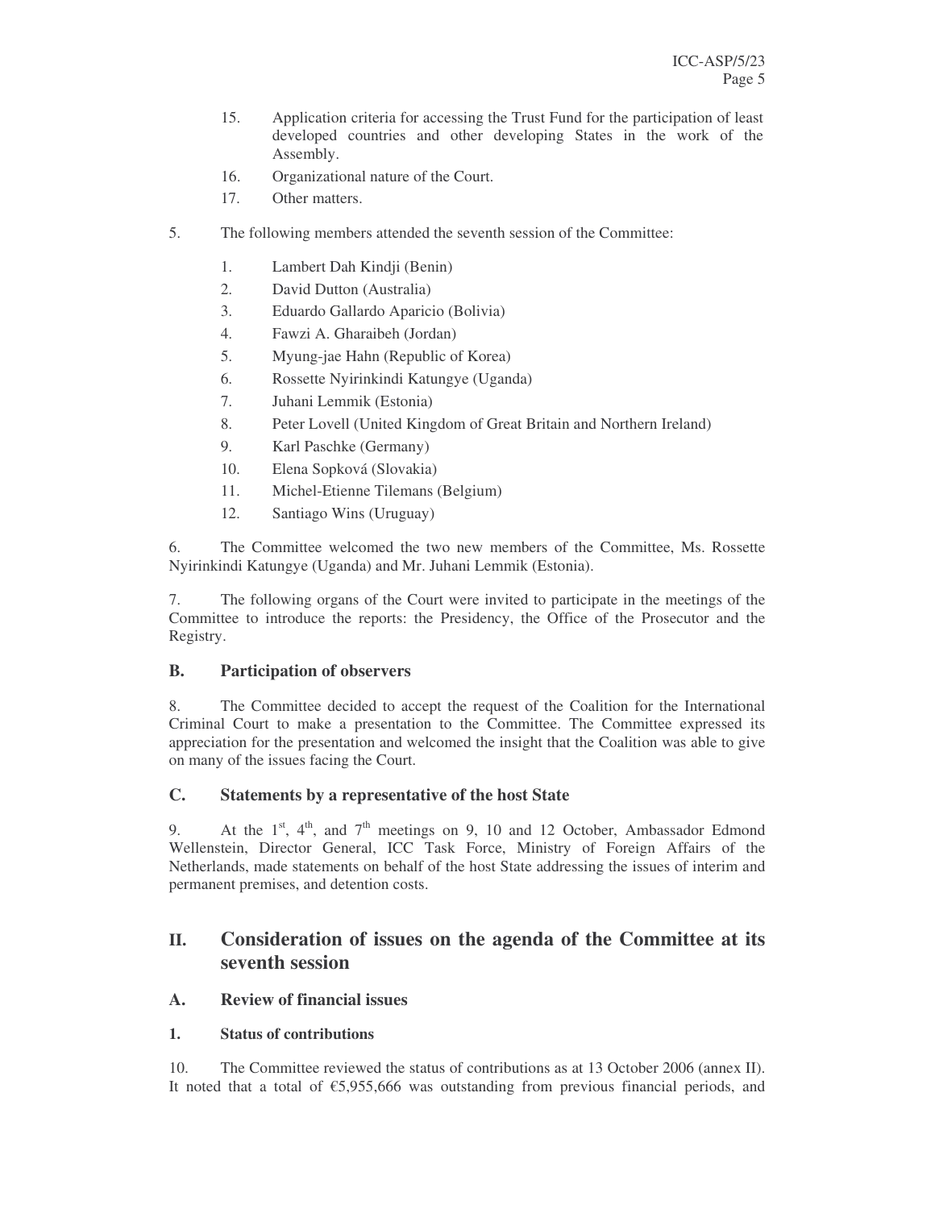15. Application criteria for accessing the Trust Fund for the participation of least developed countries and other developing States in the work of the Assembly.
16. Organizational nature of the Court.
17. Other matters.

5. The following members attended the seventh session of the Committee:

1. Lambert Dah Kindji (Benin)
2. David Dutton (Australia)
3. Eduardo Gallardo Aparicio (Bolivia)
4. Fawzi A. Gharaibeh (Jordan)
5. Myung-jae Hahn (Republic of Korea)
6. Rossette Nyirinkindi Katungye (Uganda)
7. Juhani Lemmik (Estonia)
8. Peter Lovell (United Kingdom of Great Britain and Northern Ireland)
9. Karl Paschke (Germany)
10. Elena Sopková (Slovakia)
11. Michel-Etienne Tilemans (Belgium)
12. Santiago Wins (Uruguay)

6. The Committee welcomed the two new members of the Committee, Ms. Rossette Nyirinkindi Katungye (Uganda) and Mr. Juhani Lemmik (Estonia).

7. The following organs of the Court were invited to participate in the meetings of the Committee to introduce the reports: the Presidency, the Office of the Prosecutor and the Registry.

### B. Participation of observers

8. The Committee decided to accept the request of the Coalition for the International Criminal Court to make a presentation to the Committee. The Committee expressed its appreciation for the presentation and welcomed the insight that the Coalition was able to give on many of the issues facing the Court.

### C. Statements by a representative of the host State

9. At the 1st, 4th, and 7th meetings on 9, 10 and 12 October, Ambassador Edmond Wellenstein, Director General, ICC Task Force, Ministry of Foreign Affairs of the Netherlands, made statements on behalf of the host State addressing the issues of interim and permanent premises, and detention costs.

## II. Consideration of issues on the agenda of the Committee at its seventh session

### A. Review of financial issues

#### 1. Status of contributions

10. The Committee reviewed the status of contributions as at 13 October 2006 (annex II). It noted that a total of €5,955,666 was outstanding from previous financial periods, and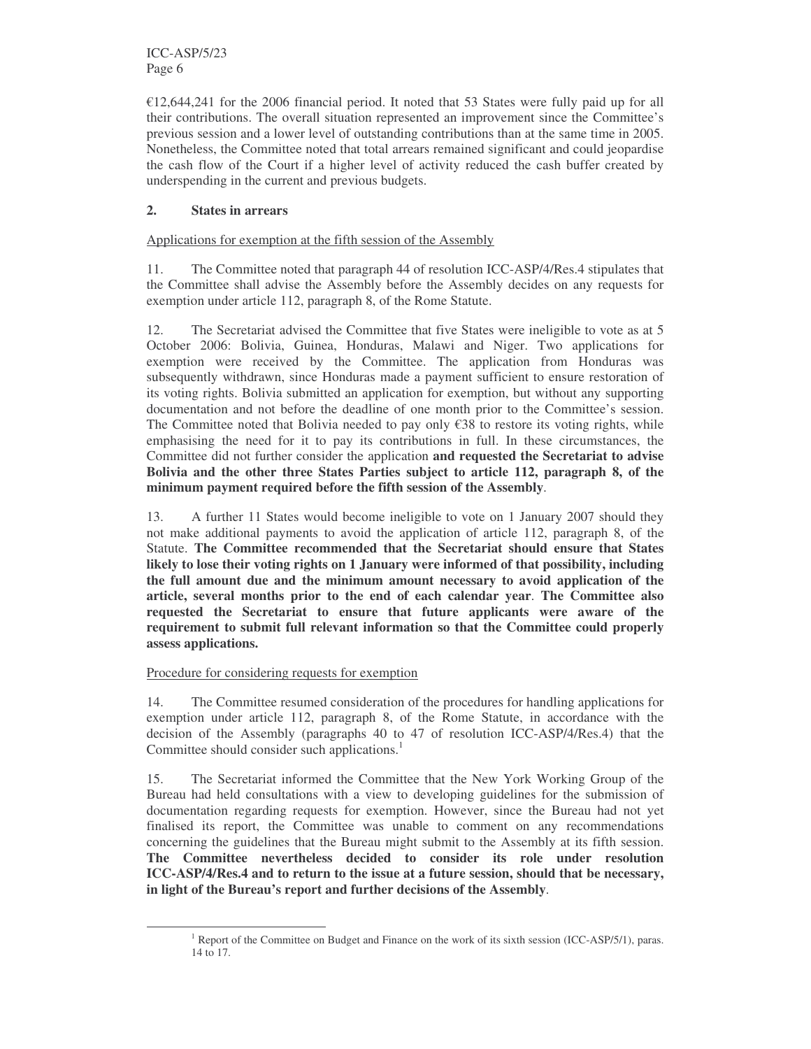€12,644,241 for the 2006 financial period. It noted that 53 States were fully paid up for all their contributions. The overall situation represented an improvement since the Committee's previous session and a lower level of outstanding contributions than at the same time in 2005. Nonetheless, the Committee noted that total arrears remained significant and could jeopardise the cash flow of the Court if a higher level of activity reduced the cash buffer created by underspending in the current and previous budgets.

## 2. States in arrears

Applications for exemption at the fifth session of the Assembly

11. The Committee noted that paragraph 44 of resolution ICC-ASP/4/Res.4 stipulates that the Committee shall advise the Assembly before the Assembly decides on any requests for exemption under article 112, paragraph 8, of the Rome Statute.

12. The Secretariat advised the Committee that five States were ineligible to vote as at 5 October 2006: Bolivia, Guinea, Honduras, Malawi and Niger. Two applications for exemption were received by the Committee. The application from Honduras was subsequently withdrawn, since Honduras made a payment sufficient to ensure restoration of its voting rights. Bolivia submitted an application for exemption, but without any supporting documentation and not before the deadline of one month prior to the Committee's session. The Committee noted that Bolivia needed to pay only €38 to restore its voting rights, while emphasising the need for it to pay its contributions in full. In these circumstances, the Committee did not further consider the application **and requested the Secretariat to advise Bolivia and the other three States Parties subject to article 112, paragraph 8, of the minimum payment required before the fifth session of the Assembly**.

13. A further 11 States would become ineligible to vote on 1 January 2007 should they not make additional payments to avoid the application of article 112, paragraph 8, of the Statute. **The Committee recommended that the Secretariat should ensure that States likely to lose their voting rights on 1 January were informed of that possibility, including the full amount due and the minimum amount necessary to avoid application of the article, several months prior to the end of each calendar year**. **The Committee also requested the Secretariat to ensure that future applicants were aware of the requirement to submit full relevant information so that the Committee could properly assess applications.**

Procedure for considering requests for exemption

14. The Committee resumed consideration of the procedures for handling applications for exemption under article 112, paragraph 8, of the Rome Statute, in accordance with the decision of the Assembly (paragraphs 40 to 47 of resolution ICC-ASP/4/Res.4) that the Committee should consider such applications.[1]

15. The Secretariat informed the Committee that the New York Working Group of the Bureau had held consultations with a view to developing guidelines for the submission of documentation regarding requests for exemption. However, since the Bureau had not yet finalised its report, the Committee was unable to comment on any recommendations concerning the guidelines that the Bureau might submit to the Assembly at its fifth session. **The Committee nevertheless decided to consider its role under resolution ICC-ASP/4/Res.4 and to return to the issue at a future session, should that be necessary, in light of the Bureau's report and further decisions of the Assembly**.

[1] Report of the Committee on Budget and Finance on the work of its sixth session (ICC-ASP/5/1), paras. 14 to 17.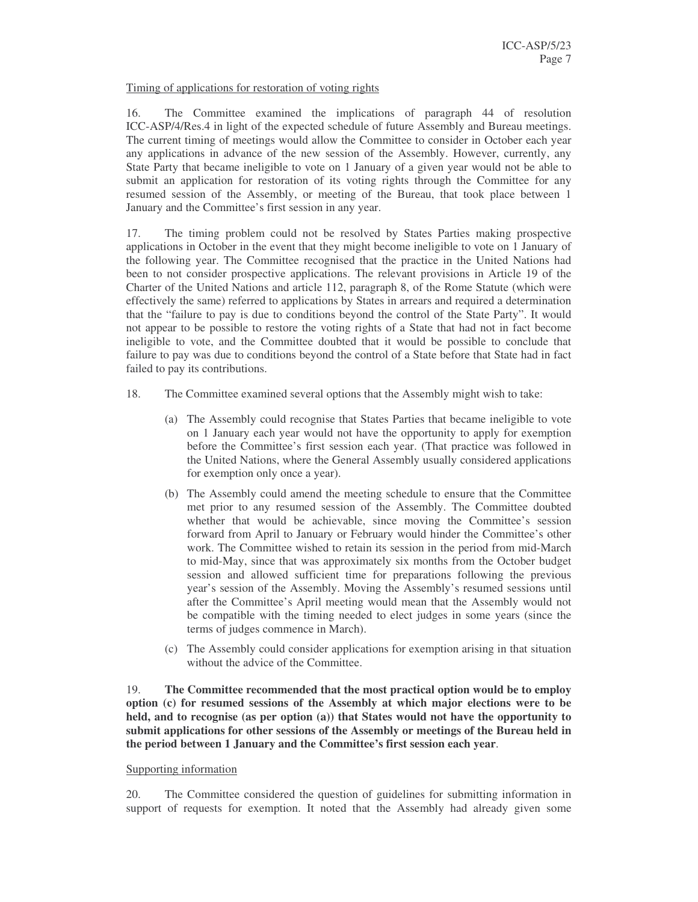Timing of applications for restoration of voting rights

16. The Committee examined the implications of paragraph 44 of resolution ICC-ASP/4/Res.4 in light of the expected schedule of future Assembly and Bureau meetings. The current timing of meetings would allow the Committee to consider in October each year any applications in advance of the new session of the Assembly. However, currently, any State Party that became ineligible to vote on 1 January of a given year would not be able to submit an application for restoration of its voting rights through the Committee for any resumed session of the Assembly, or meeting of the Bureau, that took place between 1 January and the Committee's first session in any year.

17. The timing problem could not be resolved by States Parties making prospective applications in October in the event that they might become ineligible to vote on 1 January of the following year. The Committee recognised that the practice in the United Nations had been to not consider prospective applications. The relevant provisions in Article 19 of the Charter of the United Nations and article 112, paragraph 8, of the Rome Statute (which were effectively the same) referred to applications by States in arrears and required a determination that the "failure to pay is due to conditions beyond the control of the State Party". It would not appear to be possible to restore the voting rights of a State that had not in fact become ineligible to vote, and the Committee doubted that it would be possible to conclude that failure to pay was due to conditions beyond the control of a State before that State had in fact failed to pay its contributions.

18. The Committee examined several options that the Assembly might wish to take:

(a) The Assembly could recognise that States Parties that became ineligible to vote on 1 January each year would not have the opportunity to apply for exemption before the Committee's first session each year. (That practice was followed in the United Nations, where the General Assembly usually considered applications for exemption only once a year).

(b) The Assembly could amend the meeting schedule to ensure that the Committee met prior to any resumed session of the Assembly. The Committee doubted whether that would be achievable, since moving the Committee's session forward from April to January or February would hinder the Committee's other work. The Committee wished to retain its session in the period from mid-March to mid-May, since that was approximately six months from the October budget session and allowed sufficient time for preparations following the previous year's session of the Assembly. Moving the Assembly's resumed sessions until after the Committee's April meeting would mean that the Assembly would not be compatible with the timing needed to elect judges in some years (since the terms of judges commence in March).

(c) The Assembly could consider applications for exemption arising in that situation without the advice of the Committee.

19. **The Committee recommended that the most practical option would be to employ option (c) for resumed sessions of the Assembly at which major elections were to be held, and to recognise (as per option (a)) that States would not have the opportunity to submit applications for other sessions of the Assembly or meetings of the Bureau held in the period between 1 January and the Committee's first session each year**.

Supporting information

20. The Committee considered the question of guidelines for submitting information in support of requests for exemption. It noted that the Assembly had already given some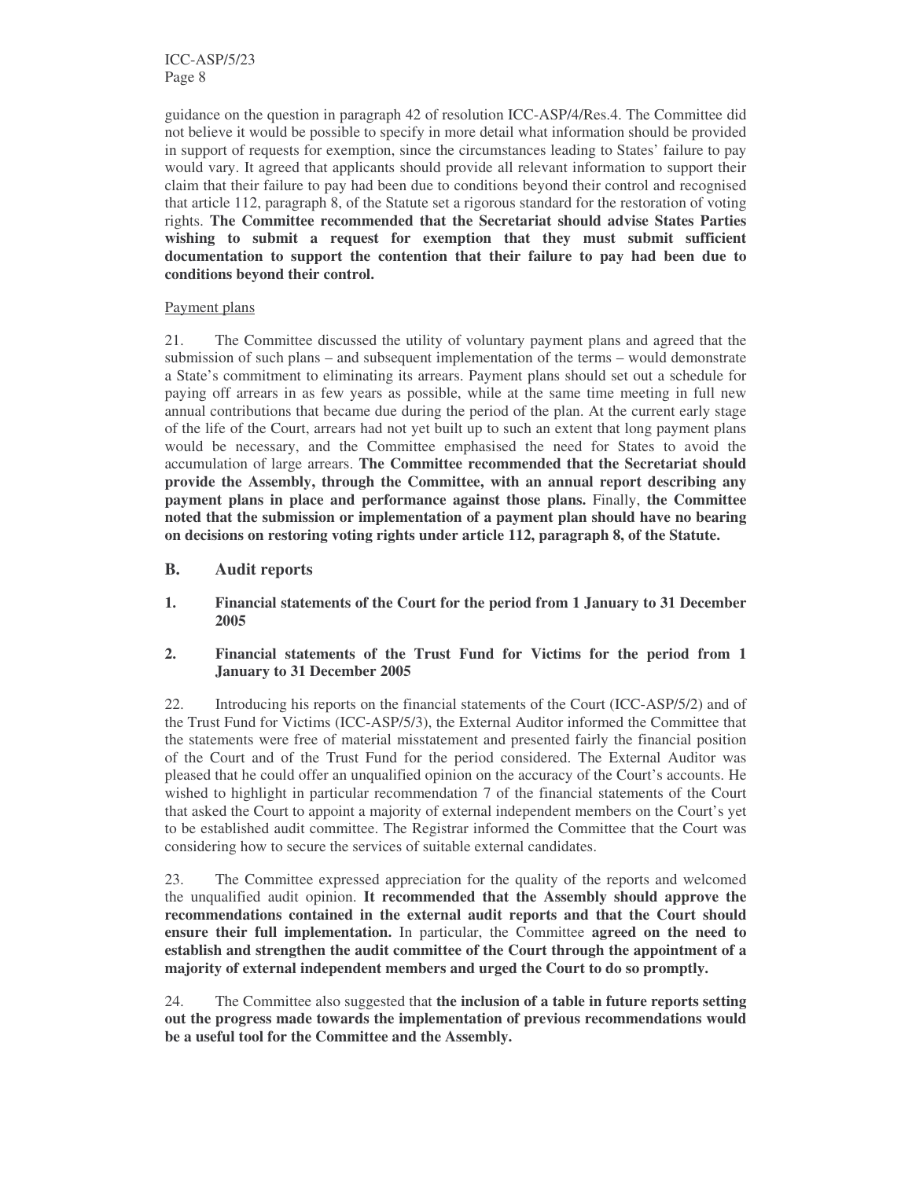guidance on the question in paragraph 42 of resolution ICC-ASP/4/Res.4. The Committee did not believe it would be possible to specify in more detail what information should be provided in support of requests for exemption, since the circumstances leading to States' failure to pay would vary. It agreed that applicants should provide all relevant information to support their claim that their failure to pay had been due to conditions beyond their control and recognised that article 112, paragraph 8, of the Statute set a rigorous standard for the restoration of voting rights. **The Committee recommended that the Secretariat should advise States Parties wishing to submit a request for exemption that they must submit sufficient documentation to support the contention that their failure to pay had been due to conditions beyond their control.**

Payment plans

21. The Committee discussed the utility of voluntary payment plans and agreed that the submission of such plans – and subsequent implementation of the terms – would demonstrate a State's commitment to eliminating its arrears. Payment plans should set out a schedule for paying off arrears in as few years as possible, while at the same time meeting in full new annual contributions that became due during the period of the plan. At the current early stage of the life of the Court, arrears had not yet built up to such an extent that long payment plans would be necessary, and the Committee emphasised the need for States to avoid the accumulation of large arrears. **The Committee recommended that the Secretariat should provide the Assembly, through the Committee, with an annual report describing any payment plans in place and performance against those plans.** Finally, **the Committee noted that the submission or implementation of a payment plan should have no bearing on decisions on restoring voting rights under article 112, paragraph 8, of the Statute.**

## B. Audit reports

### 1. Financial statements of the Court for the period from 1 January to 31 December 2005

### 2. Financial statements of the Trust Fund for Victims for the period from 1 January to 31 December 2005

22. Introducing his reports on the financial statements of the Court (ICC-ASP/5/2) and of the Trust Fund for Victims (ICC-ASP/5/3), the External Auditor informed the Committee that the statements were free of material misstatement and presented fairly the financial position of the Court and of the Trust Fund for the period considered. The External Auditor was pleased that he could offer an unqualified opinion on the accuracy of the Court's accounts. He wished to highlight in particular recommendation 7 of the financial statements of the Court that asked the Court to appoint a majority of external independent members on the Court's yet to be established audit committee. The Registrar informed the Committee that the Court was considering how to secure the services of suitable external candidates.

23. The Committee expressed appreciation for the quality of the reports and welcomed the unqualified audit opinion. **It recommended that the Assembly should approve the recommendations contained in the external audit reports and that the Court should ensure their full implementation.** In particular, the Committee **agreed on the need to establish and strengthen the audit committee of the Court through the appointment of a majority of external independent members and urged the Court to do so promptly.**

24. The Committee also suggested that **the inclusion of a table in future reports setting out the progress made towards the implementation of previous recommendations would be a useful tool for the Committee and the Assembly.**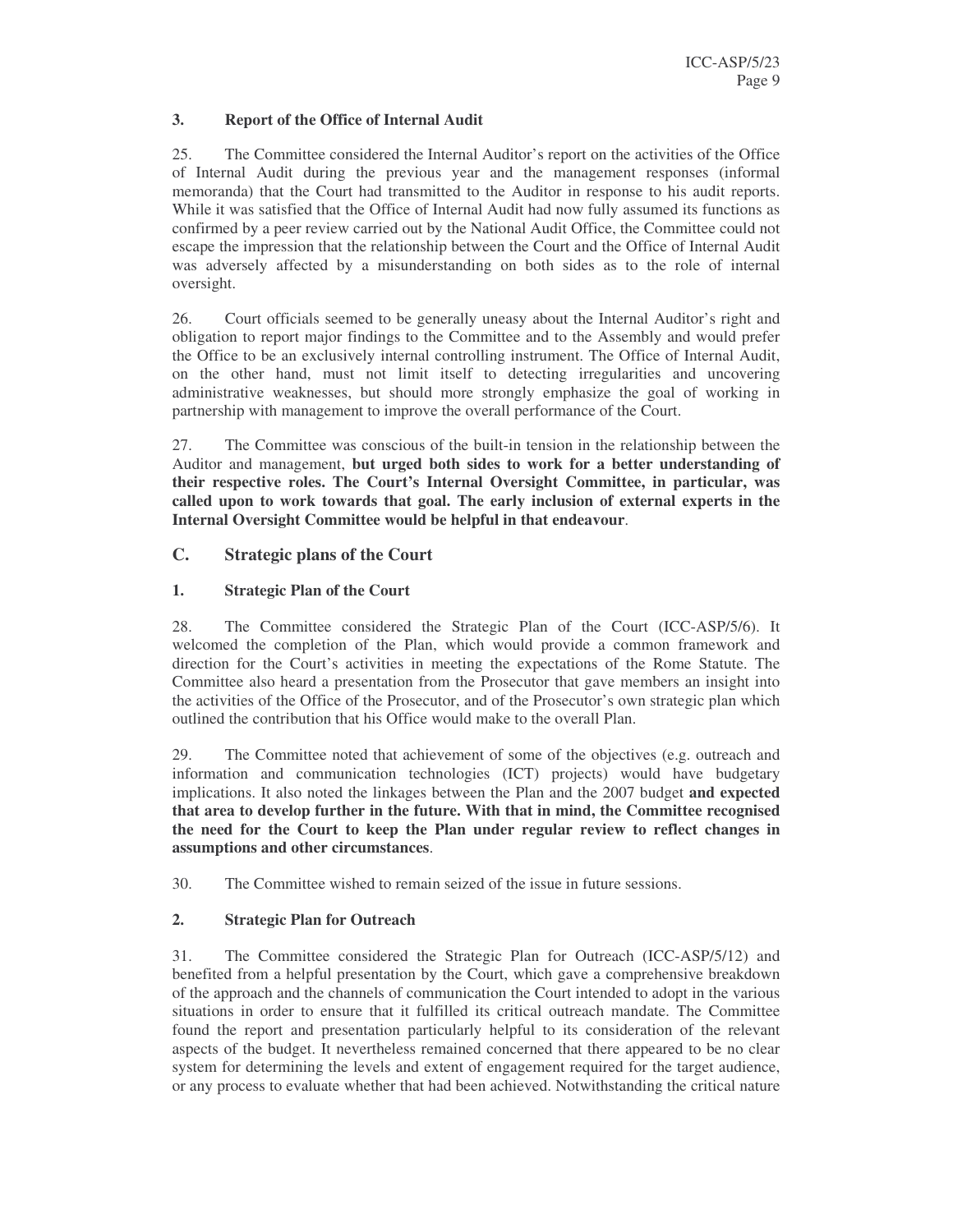### 3. Report of the Office of Internal Audit

25. The Committee considered the Internal Auditor's report on the activities of the Office of Internal Audit during the previous year and the management responses (informal memoranda) that the Court had transmitted to the Auditor in response to his audit reports. While it was satisfied that the Office of Internal Audit had now fully assumed its functions as confirmed by a peer review carried out by the National Audit Office, the Committee could not escape the impression that the relationship between the Court and the Office of Internal Audit was adversely affected by a misunderstanding on both sides as to the role of internal oversight.

26. Court officials seemed to be generally uneasy about the Internal Auditor's right and obligation to report major findings to the Committee and to the Assembly and would prefer the Office to be an exclusively internal controlling instrument. The Office of Internal Audit, on the other hand, must not limit itself to detecting irregularities and uncovering administrative weaknesses, but should more strongly emphasize the goal of working in partnership with management to improve the overall performance of the Court.

27. The Committee was conscious of the built-in tension in the relationship between the Auditor and management, **but urged both sides to work for a better understanding of their respective roles. The Court's Internal Oversight Committee, in particular, was called upon to work towards that goal. The early inclusion of external experts in the Internal Oversight Committee would be helpful in that endeavour**.

## C. Strategic plans of the Court

### 1. Strategic Plan of the Court

28. The Committee considered the Strategic Plan of the Court (ICC-ASP/5/6). It welcomed the completion of the Plan, which would provide a common framework and direction for the Court's activities in meeting the expectations of the Rome Statute. The Committee also heard a presentation from the Prosecutor that gave members an insight into the activities of the Office of the Prosecutor, and of the Prosecutor's own strategic plan which outlined the contribution that his Office would make to the overall Plan.

29. The Committee noted that achievement of some of the objectives (e.g. outreach and information and communication technologies (ICT) projects) would have budgetary implications. It also noted the linkages between the Plan and the 2007 budget **and expected that area to develop further in the future. With that in mind, the Committee recognised the need for the Court to keep the Plan under regular review to reflect changes in assumptions and other circumstances**.

30. The Committee wished to remain seized of the issue in future sessions.

### 2. Strategic Plan for Outreach

31. The Committee considered the Strategic Plan for Outreach (ICC-ASP/5/12) and benefited from a helpful presentation by the Court, which gave a comprehensive breakdown of the approach and the channels of communication the Court intended to adopt in the various situations in order to ensure that it fulfilled its critical outreach mandate. The Committee found the report and presentation particularly helpful to its consideration of the relevant aspects of the budget. It nevertheless remained concerned that there appeared to be no clear system for determining the levels and extent of engagement required for the target audience, or any process to evaluate whether that had been achieved. Notwithstanding the critical nature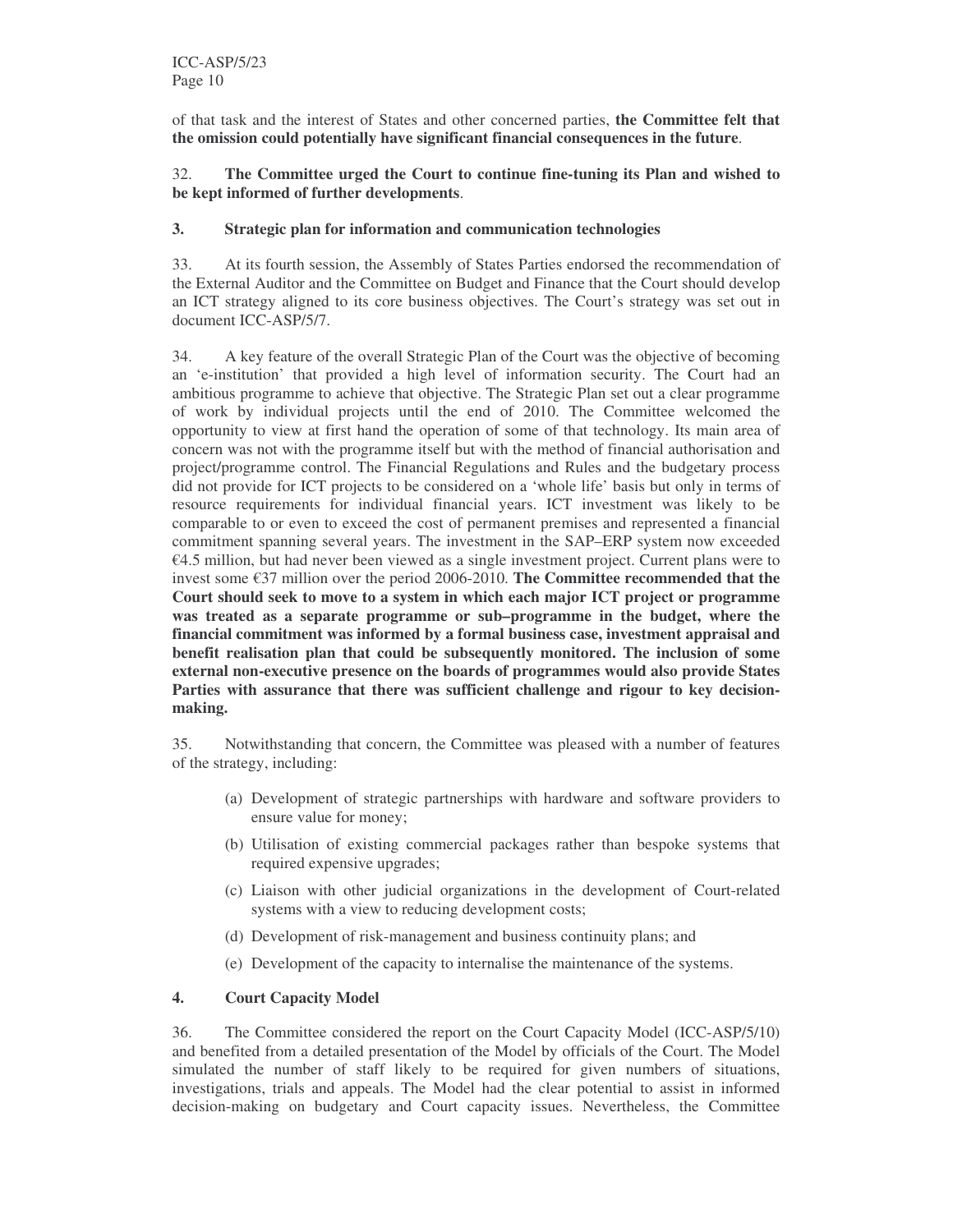of that task and the interest of States and other concerned parties, **the Committee felt that the omission could potentially have significant financial consequences in the future**.

32. **The Committee urged the Court to continue fine-tuning its Plan and wished to be kept informed of further developments**.

### 3. Strategic plan for information and communication technologies

33. At its fourth session, the Assembly of States Parties endorsed the recommendation of the External Auditor and the Committee on Budget and Finance that the Court should develop an ICT strategy aligned to its core business objectives. The Court's strategy was set out in document ICC-ASP/5/7.

34. A key feature of the overall Strategic Plan of the Court was the objective of becoming an 'e-institution' that provided a high level of information security. The Court had an ambitious programme to achieve that objective. The Strategic Plan set out a clear programme of work by individual projects until the end of 2010. The Committee welcomed the opportunity to view at first hand the operation of some of that technology. Its main area of concern was not with the programme itself but with the method of financial authorisation and project/programme control. The Financial Regulations and Rules and the budgetary process did not provide for ICT projects to be considered on a 'whole life' basis but only in terms of resource requirements for individual financial years. ICT investment was likely to be comparable to or even to exceed the cost of permanent premises and represented a financial commitment spanning several years. The investment in the SAP–ERP system now exceeded €4.5 million, but had never been viewed as a single investment project. Current plans were to invest some €37 million over the period 2006-2010. **The Committee recommended that the Court should seek to move to a system in which each major ICT project or programme was treated as a separate programme or sub–programme in the budget, where the financial commitment was informed by a formal business case, investment appraisal and benefit realisation plan that could be subsequently monitored. The inclusion of some external non-executive presence on the boards of programmes would also provide States Parties with assurance that there was sufficient challenge and rigour to key decision-making.**

35. Notwithstanding that concern, the Committee was pleased with a number of features of the strategy, including:

(a) Development of strategic partnerships with hardware and software providers to ensure value for money;

(b) Utilisation of existing commercial packages rather than bespoke systems that required expensive upgrades;

(c) Liaison with other judicial organizations in the development of Court-related systems with a view to reducing development costs;

(d) Development of risk-management and business continuity plans; and

(e) Development of the capacity to internalise the maintenance of the systems.

### 4. Court Capacity Model

36. The Committee considered the report on the Court Capacity Model (ICC-ASP/5/10) and benefited from a detailed presentation of the Model by officials of the Court. The Model simulated the number of staff likely to be required for given numbers of situations, investigations, trials and appeals. The Model had the clear potential to assist in informed decision-making on budgetary and Court capacity issues. Nevertheless, the Committee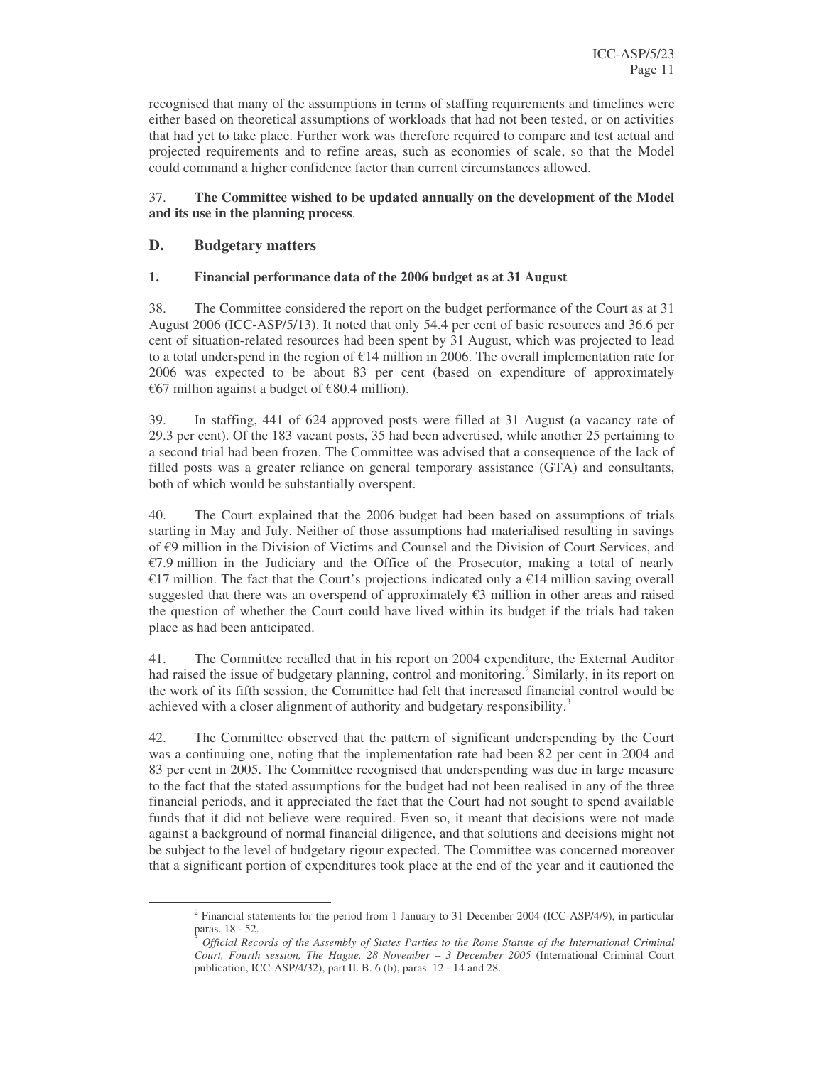recognised that many of the assumptions in terms of staffing requirements and timelines were either based on theoretical assumptions of workloads that had not been tested, or on activities that had yet to take place. Further work was therefore required to compare and test actual and projected requirements and to refine areas, such as economies of scale, so that the Model could command a higher confidence factor than current circumstances allowed.

37. **The Committee wished to be updated annually on the development of the Model and its use in the planning process**.

## D. Budgetary matters

### 1. Financial performance data of the 2006 budget as at 31 August

38. The Committee considered the report on the budget performance of the Court as at 31 August 2006 (ICC-ASP/5/13). It noted that only 54.4 per cent of basic resources and 36.6 per cent of situation-related resources had been spent by 31 August, which was projected to lead to a total underspend in the region of €14 million in 2006. The overall implementation rate for 2006 was expected to be about 83 per cent (based on expenditure of approximately €67 million against a budget of €80.4 million).

39. In staffing, 441 of 624 approved posts were filled at 31 August (a vacancy rate of 29.3 per cent). Of the 183 vacant posts, 35 had been advertised, while another 25 pertaining to a second trial had been frozen. The Committee was advised that a consequence of the lack of filled posts was a greater reliance on general temporary assistance (GTA) and consultants, both of which would be substantially overspent.

40. The Court explained that the 2006 budget had been based on assumptions of trials starting in May and July. Neither of those assumptions had materialised resulting in savings of €9 million in the Division of Victims and Counsel and the Division of Court Services, and €7.9 million in the Judiciary and the Office of the Prosecutor, making a total of nearly €17 million. The fact that the Court's projections indicated only a €14 million saving overall suggested that there was an overspend of approximately €3 million in other areas and raised the question of whether the Court could have lived within its budget if the trials had taken place as had been anticipated.

41. The Committee recalled that in his report on 2004 expenditure, the External Auditor had raised the issue of budgetary planning, control and monitoring.[2] Similarly, in its report on the work of its fifth session, the Committee had felt that increased financial control would be achieved with a closer alignment of authority and budgetary responsibility.[3]

42. The Committee observed that the pattern of significant underspending by the Court was a continuing one, noting that the implementation rate had been 82 per cent in 2004 and 83 per cent in 2005. The Committee recognised that underspending was due in large measure to the fact that the stated assumptions for the budget had not been realised in any of the three financial periods, and it appreciated the fact that the Court had not sought to spend available funds that it did not believe were required. Even so, it meant that decisions were not made against a background of normal financial diligence, and that solutions and decisions might not be subject to the level of budgetary rigour expected. The Committee was concerned moreover that a significant portion of expenditures took place at the end of the year and it cautioned the

---

[2] Financial statements for the period from 1 January to 31 December 2004 (ICC-ASP/4/9), in particular paras. 18 - 52.

[3] *Official Records of the Assembly of States Parties to the Rome Statute of the International Criminal Court, Fourth session, The Hague, 28 November – 3 December 2005* (International Criminal Court publication, ICC-ASP/4/32), part II. B. 6 (b), paras. 12 - 14 and 28.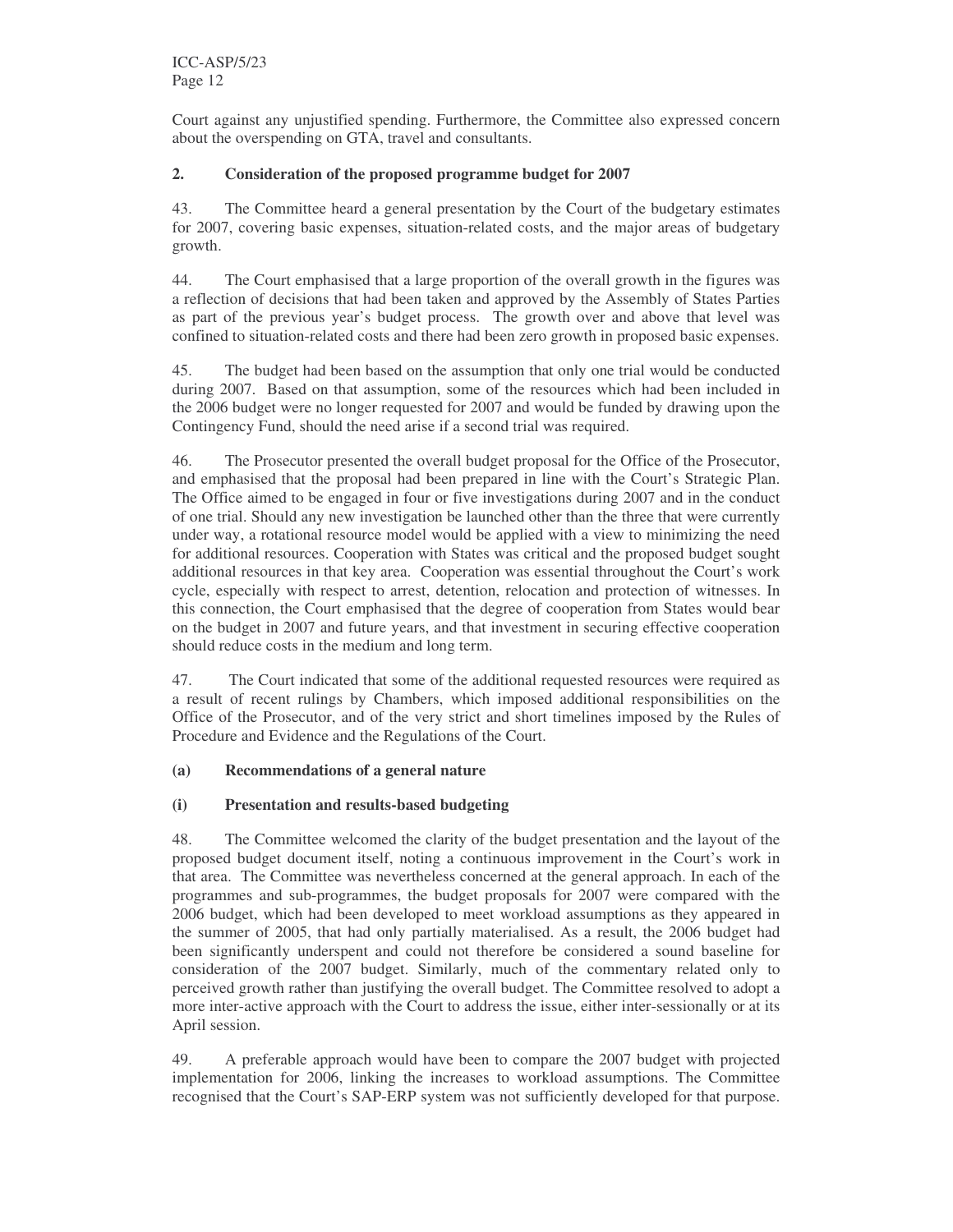Court against any unjustified spending. Furthermore, the Committee also expressed concern about the overspending on GTA, travel and consultants.

### 2. Consideration of the proposed programme budget for 2007

43. The Committee heard a general presentation by the Court of the budgetary estimates for 2007, covering basic expenses, situation-related costs, and the major areas of budgetary growth.

44. The Court emphasised that a large proportion of the overall growth in the figures was a reflection of decisions that had been taken and approved by the Assembly of States Parties as part of the previous year's budget process. The growth over and above that level was confined to situation-related costs and there had been zero growth in proposed basic expenses.

45. The budget had been based on the assumption that only one trial would be conducted during 2007. Based on that assumption, some of the resources which had been included in the 2006 budget were no longer requested for 2007 and would be funded by drawing upon the Contingency Fund, should the need arise if a second trial was required.

46. The Prosecutor presented the overall budget proposal for the Office of the Prosecutor, and emphasised that the proposal had been prepared in line with the Court's Strategic Plan. The Office aimed to be engaged in four or five investigations during 2007 and in the conduct of one trial. Should any new investigation be launched other than the three that were currently under way, a rotational resource model would be applied with a view to minimizing the need for additional resources. Cooperation with States was critical and the proposed budget sought additional resources in that key area. Cooperation was essential throughout the Court's work cycle, especially with respect to arrest, detention, relocation and protection of witnesses. In this connection, the Court emphasised that the degree of cooperation from States would bear on the budget in 2007 and future years, and that investment in securing effective cooperation should reduce costs in the medium and long term.

47. The Court indicated that some of the additional requested resources were required as a result of recent rulings by Chambers, which imposed additional responsibilities on the Office of the Prosecutor, and of the very strict and short timelines imposed by the Rules of Procedure and Evidence and the Regulations of the Court.

#### (a) Recommendations of a general nature

#### (i) Presentation and results-based budgeting

48. The Committee welcomed the clarity of the budget presentation and the layout of the proposed budget document itself, noting a continuous improvement in the Court's work in that area. The Committee was nevertheless concerned at the general approach. In each of the programmes and sub-programmes, the budget proposals for 2007 were compared with the 2006 budget, which had been developed to meet workload assumptions as they appeared in the summer of 2005, that had only partially materialised. As a result, the 2006 budget had been significantly underspent and could not therefore be considered a sound baseline for consideration of the 2007 budget. Similarly, much of the commentary related only to perceived growth rather than justifying the overall budget. The Committee resolved to adopt a more inter-active approach with the Court to address the issue, either inter-sessionally or at its April session.

49. A preferable approach would have been to compare the 2007 budget with projected implementation for 2006, linking the increases to workload assumptions. The Committee recognised that the Court's SAP-ERP system was not sufficiently developed for that purpose.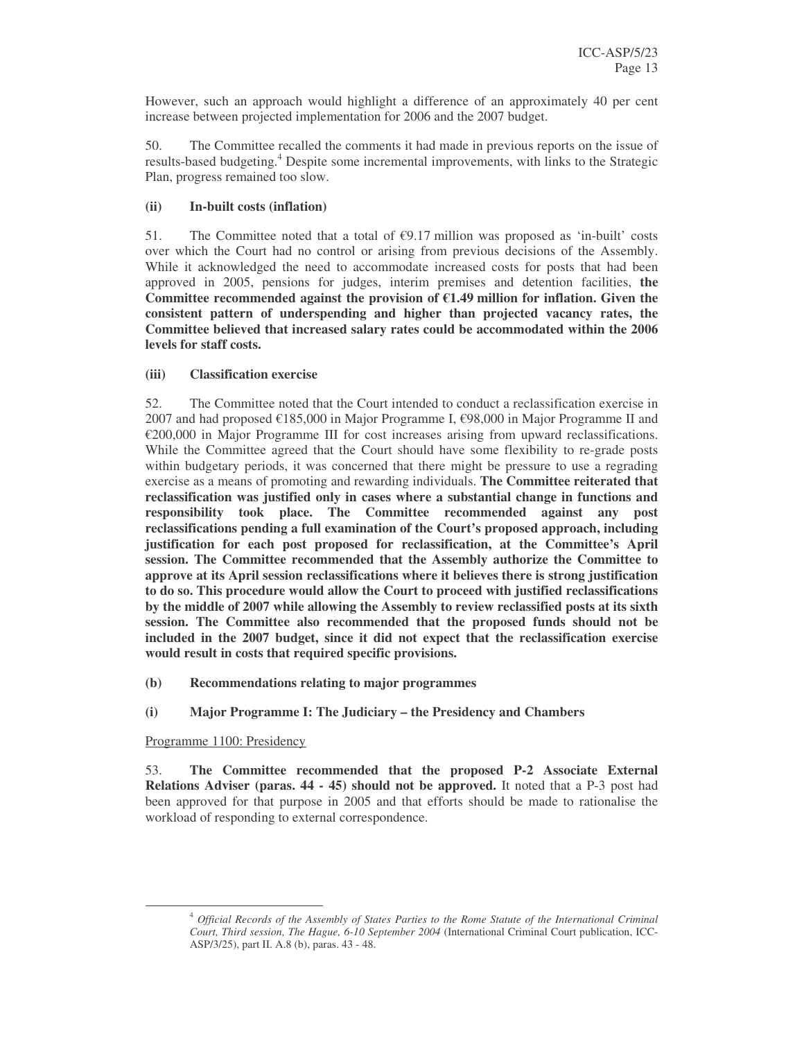However, such an approach would highlight a difference of an approximately 40 per cent increase between projected implementation for 2006 and the 2007 budget.

50. The Committee recalled the comments it had made in previous reports on the issue of results-based budgeting.[4] Despite some incremental improvements, with links to the Strategic Plan, progress remained too slow.

**(ii) In-built costs (inflation)**

51. The Committee noted that a total of €9.17 million was proposed as 'in-built' costs over which the Court had no control or arising from previous decisions of the Assembly. While it acknowledged the need to accommodate increased costs for posts that had been approved in 2005, pensions for judges, interim premises and detention facilities, **the Committee recommended against the provision of €1.49 million for inflation. Given the consistent pattern of underspending and higher than projected vacancy rates, the Committee believed that increased salary rates could be accommodated within the 2006 levels for staff costs.**

**(iii) Classification exercise**

52. The Committee noted that the Court intended to conduct a reclassification exercise in 2007 and had proposed €185,000 in Major Programme I, €98,000 in Major Programme II and €200,000 in Major Programme III for cost increases arising from upward reclassifications. While the Committee agreed that the Court should have some flexibility to re-grade posts within budgetary periods, it was concerned that there might be pressure to use a regrading exercise as a means of promoting and rewarding individuals. **The Committee reiterated that reclassification was justified only in cases where a substantial change in functions and responsibility took place. The Committee recommended against any post reclassifications pending a full examination of the Court's proposed approach, including justification for each post proposed for reclassification, at the Committee's April session. The Committee recommended that the Assembly authorize the Committee to approve at its April session reclassifications where it believes there is strong justification to do so. This procedure would allow the Court to proceed with justified reclassifications by the middle of 2007 while allowing the Assembly to review reclassified posts at its sixth session. The Committee also recommended that the proposed funds should not be included in the 2007 budget, since it did not expect that the reclassification exercise would result in costs that required specific provisions.**

**(b) Recommendations relating to major programmes**

**(i) Major Programme I: The Judiciary – the Presidency and Chambers**

Programme 1100: Presidency

53. **The Committee recommended that the proposed P-2 Associate External Relations Adviser (paras. 44 - 45) should not be approved.** It noted that a P-3 post had been approved for that purpose in 2005 and that efforts should be made to rationalise the workload of responding to external correspondence.

---

[4] *Official Records of the Assembly of States Parties to the Rome Statute of the International Criminal Court, Third session, The Hague, 6-10 September 2004* (International Criminal Court publication, ICC-ASP/3/25), part II. A.8 (b), paras. 43 - 48.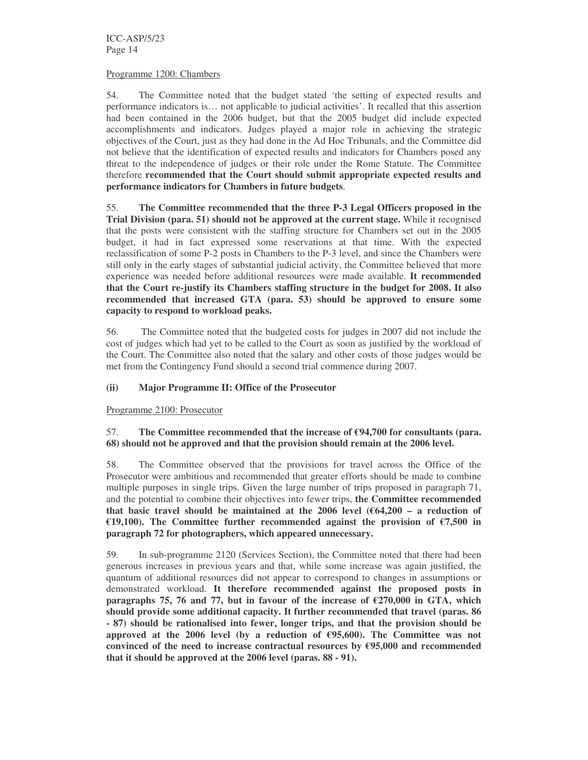Programme 1200: Chambers

54. The Committee noted that the budget stated 'the setting of expected results and performance indicators is… not applicable to judicial activities'. It recalled that this assertion had been contained in the 2006 budget, but that the 2005 budget did include expected accomplishments and indicators. Judges played a major role in achieving the strategic objectives of the Court, just as they had done in the Ad Hoc Tribunals, and the Committee did not believe that the identification of expected results and indicators for Chambers posed any threat to the independence of judges or their role under the Rome Statute. The Committee therefore **recommended that the Court should submit appropriate expected results and performance indicators for Chambers in future budgets**.

55. **The Committee recommended that the three P-3 Legal Officers proposed in the Trial Division (para. 51) should not be approved at the current stage.** While it recognised that the posts were consistent with the staffing structure for Chambers set out in the 2005 budget, it had in fact expressed some reservations at that time. With the expected reclassification of some P-2 posts in Chambers to the P-3 level, and since the Chambers were still only in the early stages of substantial judicial activity, the Committee believed that more experience was needed before additional resources were made available. **It recommended that the Court re-justify its Chambers staffing structure in the budget for 2008. It also recommended that increased GTA (para. 53) should be approved to ensure some capacity to respond to workload peaks.**

56. The Committee noted that the budgeted costs for judges in 2007 did not include the cost of judges which had yet to be called to the Court as soon as justified by the workload of the Court. The Committee also noted that the salary and other costs of those judges would be met from the Contingency Fund should a second trial commence during 2007.

**(ii) Major Programme II: Office of the Prosecutor**

Programme 2100: Prosecutor

57. **The Committee recommended that the increase of €94,700 for consultants (para. 68) should not be approved and that the provision should remain at the 2006 level.**

58. The Committee observed that the provisions for travel across the Office of the Prosecutor were ambitious and recommended that greater efforts should be made to combine multiple purposes in single trips. Given the large number of trips proposed in paragraph 71, and the potential to combine their objectives into fewer trips, **the Committee recommended that basic travel should be maintained at the 2006 level (€64,200 – a reduction of €19,100). The Committee further recommended against the provision of €7,500 in paragraph 72 for photographers, which appeared unnecessary.**

59. In sub-programme 2120 (Services Section), the Committee noted that there had been generous increases in previous years and that, while some increase was again justified, the quantum of additional resources did not appear to correspond to changes in assumptions or demonstrated workload. **It therefore recommended against the proposed posts in paragraphs 75, 76 and 77, but in favour of the increase of €270,000 in GTA, which should provide some additional capacity. It further recommended that travel (paras. 86 - 87) should be rationalised into fewer, longer trips, and that the provision should be approved at the 2006 level (by a reduction of €95,600). The Committee was not convinced of the need to increase contractual resources by €95,000 and recommended that it should be approved at the 2006 level (paras. 88 - 91).**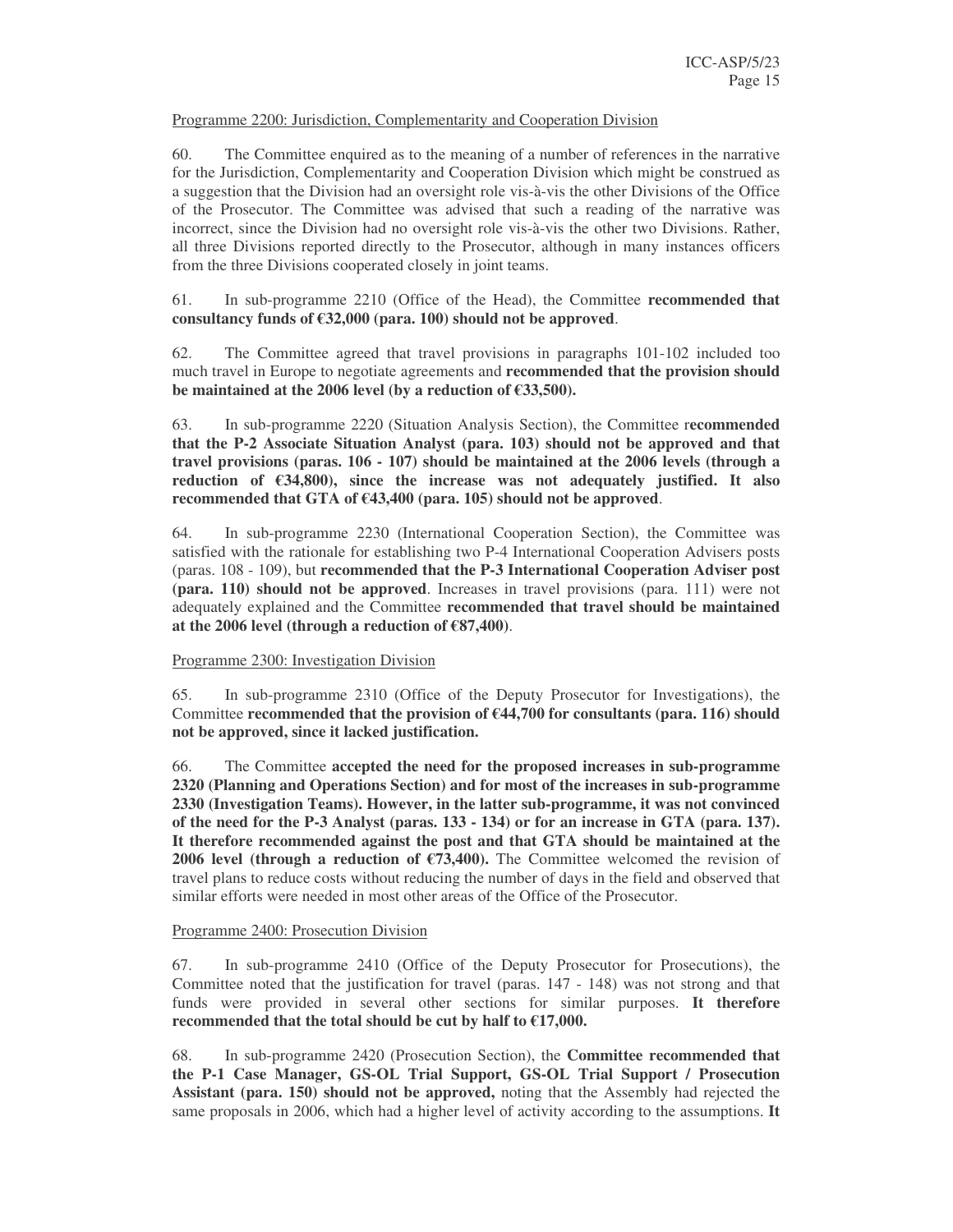Programme 2200: Jurisdiction, Complementarity and Cooperation Division

60. The Committee enquired as to the meaning of a number of references in the narrative for the Jurisdiction, Complementarity and Cooperation Division which might be construed as a suggestion that the Division had an oversight role vis-à-vis the other Divisions of the Office of the Prosecutor. The Committee was advised that such a reading of the narrative was incorrect, since the Division had no oversight role vis-à-vis the other two Divisions. Rather, all three Divisions reported directly to the Prosecutor, although in many instances officers from the three Divisions cooperated closely in joint teams.

61. In sub-programme 2210 (Office of the Head), the Committee **recommended that consultancy funds of €32,000 (para. 100) should not be approved**.

62. The Committee agreed that travel provisions in paragraphs 101-102 included too much travel in Europe to negotiate agreements and **recommended that the provision should be maintained at the 2006 level (by a reduction of €33,500).**

63. In sub-programme 2220 (Situation Analysis Section), the Committee r**ecommended that the P-2 Associate Situation Analyst (para. 103) should not be approved and that travel provisions (paras. 106 - 107) should be maintained at the 2006 levels (through a reduction of €34,800), since the increase was not adequately justified. It also recommended that GTA of €43,400 (para. 105) should not be approved**.

64. In sub-programme 2230 (International Cooperation Section), the Committee was satisfied with the rationale for establishing two P-4 International Cooperation Advisers posts (paras. 108 - 109), but **recommended that the P-3 International Cooperation Adviser post (para. 110) should not be approved**. Increases in travel provisions (para. 111) were not adequately explained and the Committee **recommended that travel should be maintained at the 2006 level (through a reduction of €87,400)**.

Programme 2300: Investigation Division

65. In sub-programme 2310 (Office of the Deputy Prosecutor for Investigations), the Committee **recommended that the provision of €44,700 for consultants (para. 116) should not be approved, since it lacked justification.**

66. The Committee **accepted the need for the proposed increases in sub-programme 2320 (Planning and Operations Section) and for most of the increases in sub-programme 2330 (Investigation Teams). However, in the latter sub-programme, it was not convinced of the need for the P-3 Analyst (paras. 133 - 134) or for an increase in GTA (para. 137). It therefore recommended against the post and that GTA should be maintained at the 2006 level (through a reduction of €73,400).** The Committee welcomed the revision of travel plans to reduce costs without reducing the number of days in the field and observed that similar efforts were needed in most other areas of the Office of the Prosecutor.

Programme 2400: Prosecution Division

67. In sub-programme 2410 (Office of the Deputy Prosecutor for Prosecutions), the Committee noted that the justification for travel (paras. 147 - 148) was not strong and that funds were provided in several other sections for similar purposes. **It therefore recommended that the total should be cut by half to €17,000.**

68. In sub-programme 2420 (Prosecution Section), the **Committee recommended that the P-1 Case Manager, GS-OL Trial Support, GS-OL Trial Support / Prosecution Assistant (para. 150) should not be approved,** noting that the Assembly had rejected the same proposals in 2006, which had a higher level of activity according to the assumptions. **It**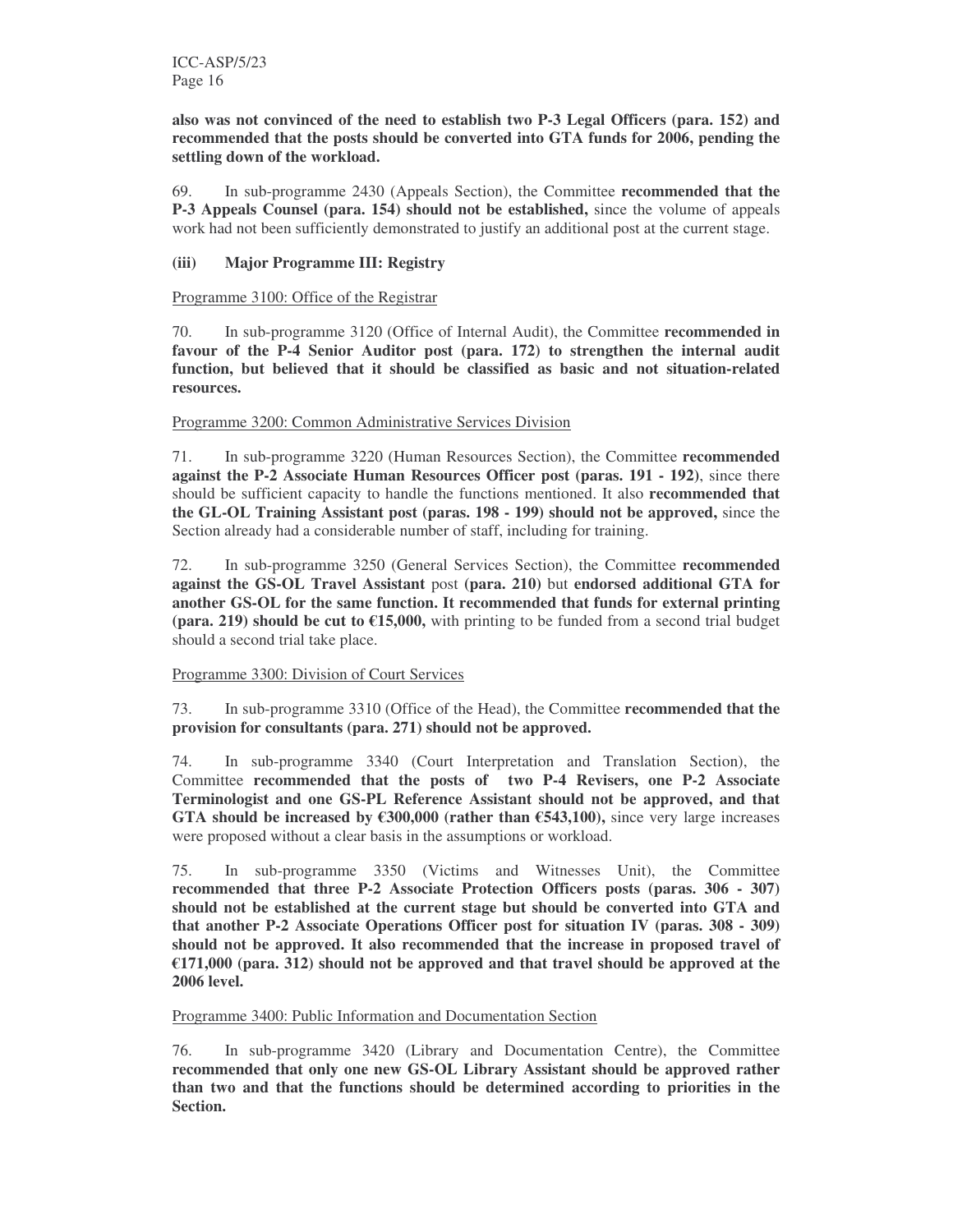**also was not convinced of the need to establish two P-3 Legal Officers (para. 152) and recommended that the posts should be converted into GTA funds for 2006, pending the settling down of the workload.**

69. In sub-programme 2430 (Appeals Section), the Committee **recommended that the P-3 Appeals Counsel (para. 154) should not be established,** since the volume of appeals work had not been sufficiently demonstrated to justify an additional post at the current stage.

### (iii) Major Programme III: Registry

Programme 3100: Office of the Registrar

70. In sub-programme 3120 (Office of Internal Audit), the Committee **recommended in favour of the P-4 Senior Auditor post (para. 172) to strengthen the internal audit function, but believed that it should be classified as basic and not situation-related resources.**

Programme 3200: Common Administrative Services Division

71. In sub-programme 3220 (Human Resources Section), the Committee **recommended against the P-2 Associate Human Resources Officer post (paras. 191 - 192)**, since there should be sufficient capacity to handle the functions mentioned. It also **recommended that the GL-OL Training Assistant post (paras. 198 - 199) should not be approved,** since the Section already had a considerable number of staff, including for training.

72. In sub-programme 3250 (General Services Section), the Committee **recommended against the GS-OL Travel Assistant** post **(para. 210)** but **endorsed additional GTA for another GS-OL for the same function. It recommended that funds for external printing (para. 219) should be cut to €15,000,** with printing to be funded from a second trial budget should a second trial take place.

Programme 3300: Division of Court Services

73. In sub-programme 3310 (Office of the Head), the Committee **recommended that the provision for consultants (para. 271) should not be approved.**

74. In sub-programme 3340 (Court Interpretation and Translation Section), the Committee **recommended that the posts of two P-4 Revisers, one P-2 Associate Terminologist and one GS-PL Reference Assistant should not be approved, and that GTA should be increased by €300,000 (rather than €543,100),** since very large increases were proposed without a clear basis in the assumptions or workload.

75. In sub-programme 3350 (Victims and Witnesses Unit), the Committee **recommended that three P-2 Associate Protection Officers posts (paras. 306 - 307) should not be established at the current stage but should be converted into GTA and that another P-2 Associate Operations Officer post for situation IV (paras. 308 - 309) should not be approved. It also recommended that the increase in proposed travel of €171,000 (para. 312) should not be approved and that travel should be approved at the 2006 level.**

Programme 3400: Public Information and Documentation Section

76. In sub-programme 3420 (Library and Documentation Centre), the Committee **recommended that only one new GS-OL Library Assistant should be approved rather than two and that the functions should be determined according to priorities in the Section.**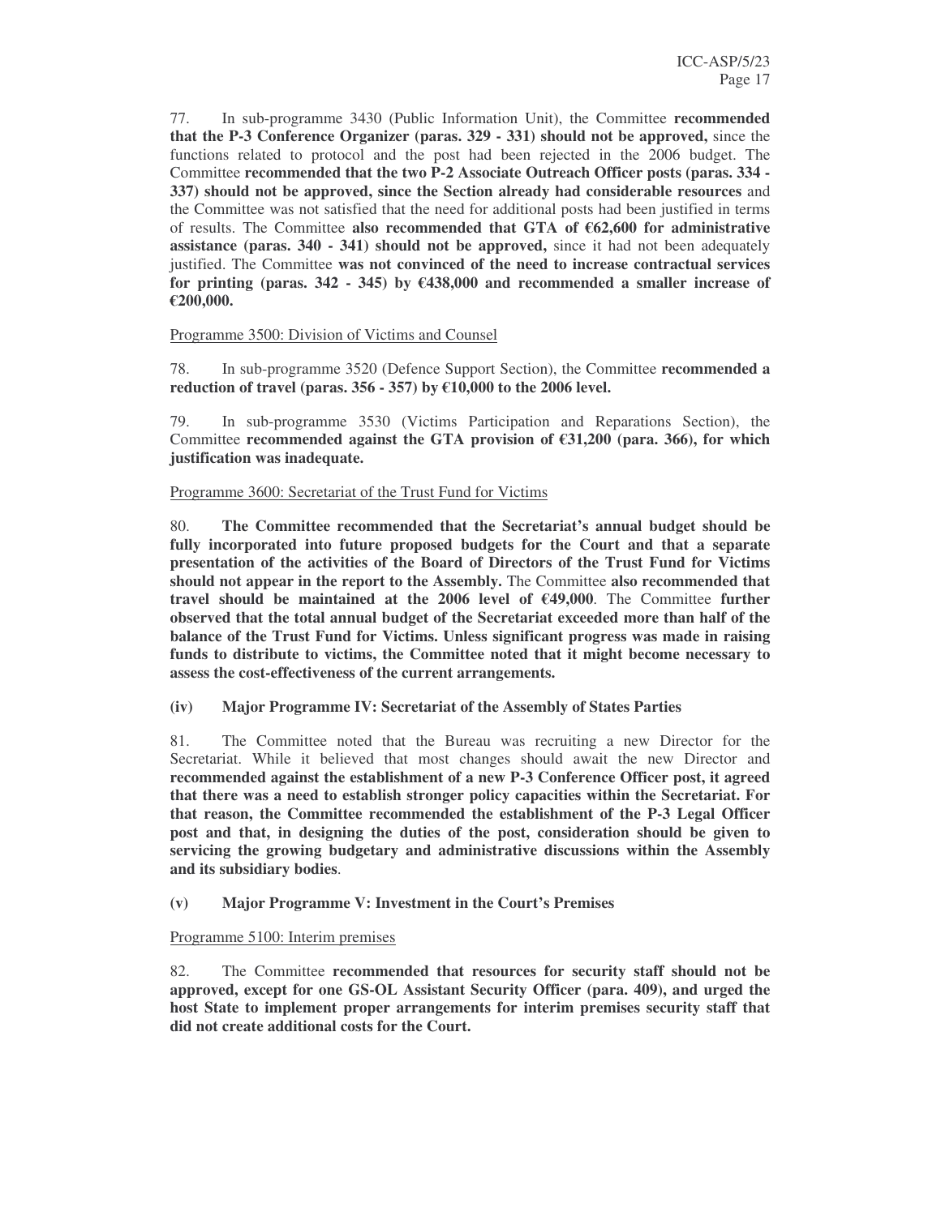77. In sub-programme 3430 (Public Information Unit), the Committee **recommended that the P-3 Conference Organizer (paras. 329 - 331) should not be approved,** since the functions related to protocol and the post had been rejected in the 2006 budget. The Committee **recommended that the two P-2 Associate Outreach Officer posts (paras. 334 - 337) should not be approved, since the Section already had considerable resources** and the Committee was not satisfied that the need for additional posts had been justified in terms of results. The Committee **also recommended that GTA of €62,600 for administrative assistance (paras. 340 - 341) should not be approved,** since it had not been adequately justified. The Committee **was not convinced of the need to increase contractual services for printing (paras. 342 - 345) by €438,000 and recommended a smaller increase of €200,000.**

Programme 3500: Division of Victims and Counsel

78. In sub-programme 3520 (Defence Support Section), the Committee **recommended a reduction of travel (paras. 356 - 357) by €10,000 to the 2006 level.**

79. In sub-programme 3530 (Victims Participation and Reparations Section), the Committee **recommended against the GTA provision of €31,200 (para. 366), for which justification was inadequate.**

Programme 3600: Secretariat of the Trust Fund for Victims

80. **The Committee recommended that the Secretariat's annual budget should be fully incorporated into future proposed budgets for the Court and that a separate presentation of the activities of the Board of Directors of the Trust Fund for Victims should not appear in the report to the Assembly.** The Committee **also recommended that travel should be maintained at the 2006 level of €49,000**. The Committee **further observed that the total annual budget of the Secretariat exceeded more than half of the balance of the Trust Fund for Victims. Unless significant progress was made in raising funds to distribute to victims, the Committee noted that it might become necessary to assess the cost-effectiveness of the current arrangements.**

**(iv) Major Programme IV: Secretariat of the Assembly of States Parties**

81. The Committee noted that the Bureau was recruiting a new Director for the Secretariat. While it believed that most changes should await the new Director and **recommended against the establishment of a new P-3 Conference Officer post, it agreed that there was a need to establish stronger policy capacities within the Secretariat. For that reason, the Committee recommended the establishment of the P-3 Legal Officer post and that, in designing the duties of the post, consideration should be given to servicing the growing budgetary and administrative discussions within the Assembly and its subsidiary bodies**.

**(v) Major Programme V: Investment in the Court's Premises**

Programme 5100: Interim premises

82. The Committee **recommended that resources for security staff should not be approved, except for one GS-OL Assistant Security Officer (para. 409), and urged the host State to implement proper arrangements for interim premises security staff that did not create additional costs for the Court.**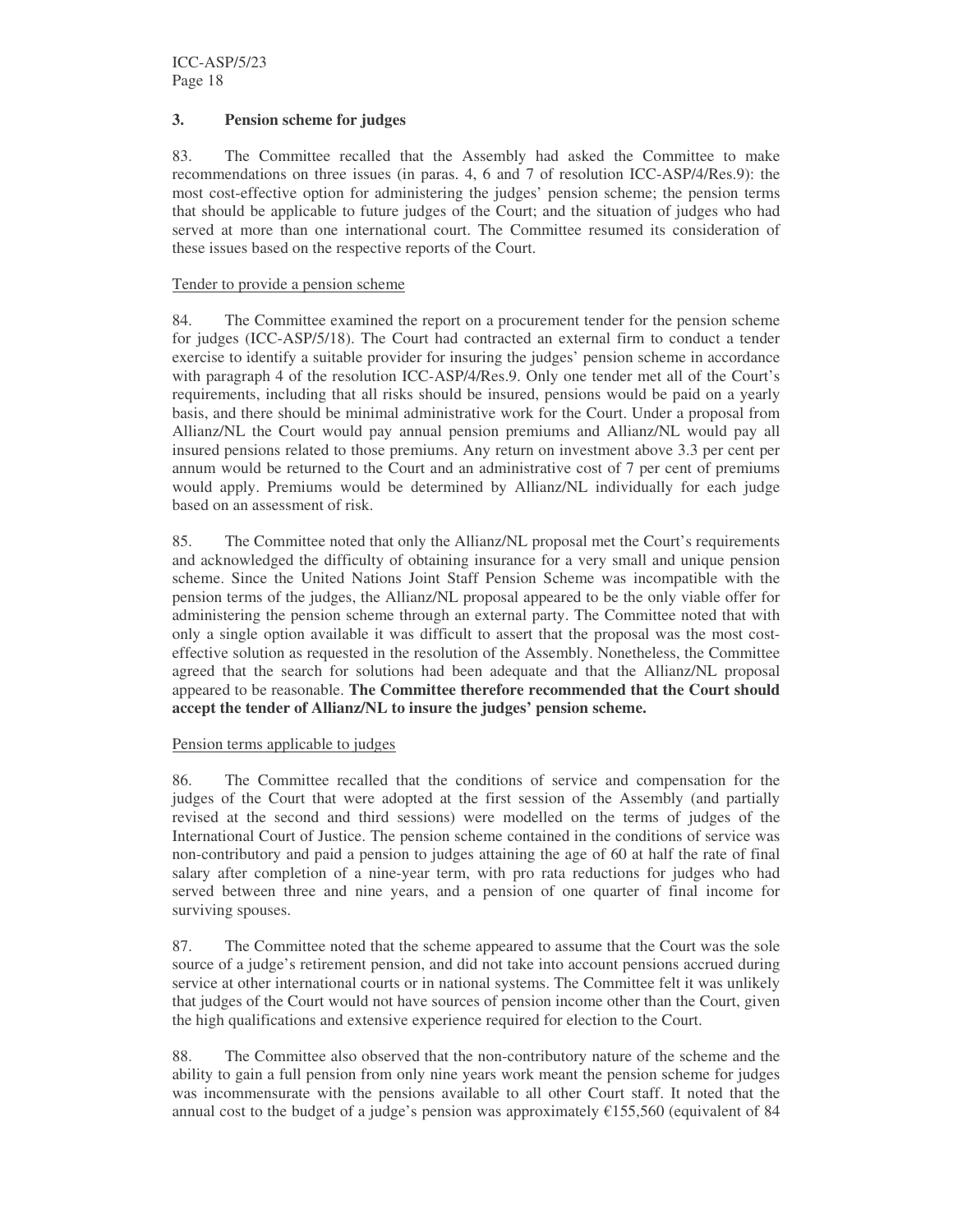### 3. Pension scheme for judges

83. The Committee recalled that the Assembly had asked the Committee to make recommendations on three issues (in paras. 4, 6 and 7 of resolution ICC-ASP/4/Res.9): the most cost-effective option for administering the judges' pension scheme; the pension terms that should be applicable to future judges of the Court; and the situation of judges who had served at more than one international court. The Committee resumed its consideration of these issues based on the respective reports of the Court.

Tender to provide a pension scheme

84. The Committee examined the report on a procurement tender for the pension scheme for judges (ICC-ASP/5/18). The Court had contracted an external firm to conduct a tender exercise to identify a suitable provider for insuring the judges' pension scheme in accordance with paragraph 4 of the resolution ICC-ASP/4/Res.9. Only one tender met all of the Court's requirements, including that all risks should be insured, pensions would be paid on a yearly basis, and there should be minimal administrative work for the Court. Under a proposal from Allianz/NL the Court would pay annual pension premiums and Allianz/NL would pay all insured pensions related to those premiums. Any return on investment above 3.3 per cent per annum would be returned to the Court and an administrative cost of 7 per cent of premiums would apply. Premiums would be determined by Allianz/NL individually for each judge based on an assessment of risk.

85. The Committee noted that only the Allianz/NL proposal met the Court's requirements and acknowledged the difficulty of obtaining insurance for a very small and unique pension scheme. Since the United Nations Joint Staff Pension Scheme was incompatible with the pension terms of the judges, the Allianz/NL proposal appeared to be the only viable offer for administering the pension scheme through an external party. The Committee noted that with only a single option available it was difficult to assert that the proposal was the most cost-effective solution as requested in the resolution of the Assembly. Nonetheless, the Committee agreed that the search for solutions had been adequate and that the Allianz/NL proposal appeared to be reasonable. **The Committee therefore recommended that the Court should accept the tender of Allianz/NL to insure the judges' pension scheme.**

Pension terms applicable to judges

86. The Committee recalled that the conditions of service and compensation for the judges of the Court that were adopted at the first session of the Assembly (and partially revised at the second and third sessions) were modelled on the terms of judges of the International Court of Justice. The pension scheme contained in the conditions of service was non-contributory and paid a pension to judges attaining the age of 60 at half the rate of final salary after completion of a nine-year term, with pro rata reductions for judges who had served between three and nine years, and a pension of one quarter of final income for surviving spouses.

87. The Committee noted that the scheme appeared to assume that the Court was the sole source of a judge's retirement pension, and did not take into account pensions accrued during service at other international courts or in national systems. The Committee felt it was unlikely that judges of the Court would not have sources of pension income other than the Court, given the high qualifications and extensive experience required for election to the Court.

88. The Committee also observed that the non-contributory nature of the scheme and the ability to gain a full pension from only nine years work meant the pension scheme for judges was incommensurate with the pensions available to all other Court staff. It noted that the annual cost to the budget of a judge's pension was approximately €155,560 (equivalent of 84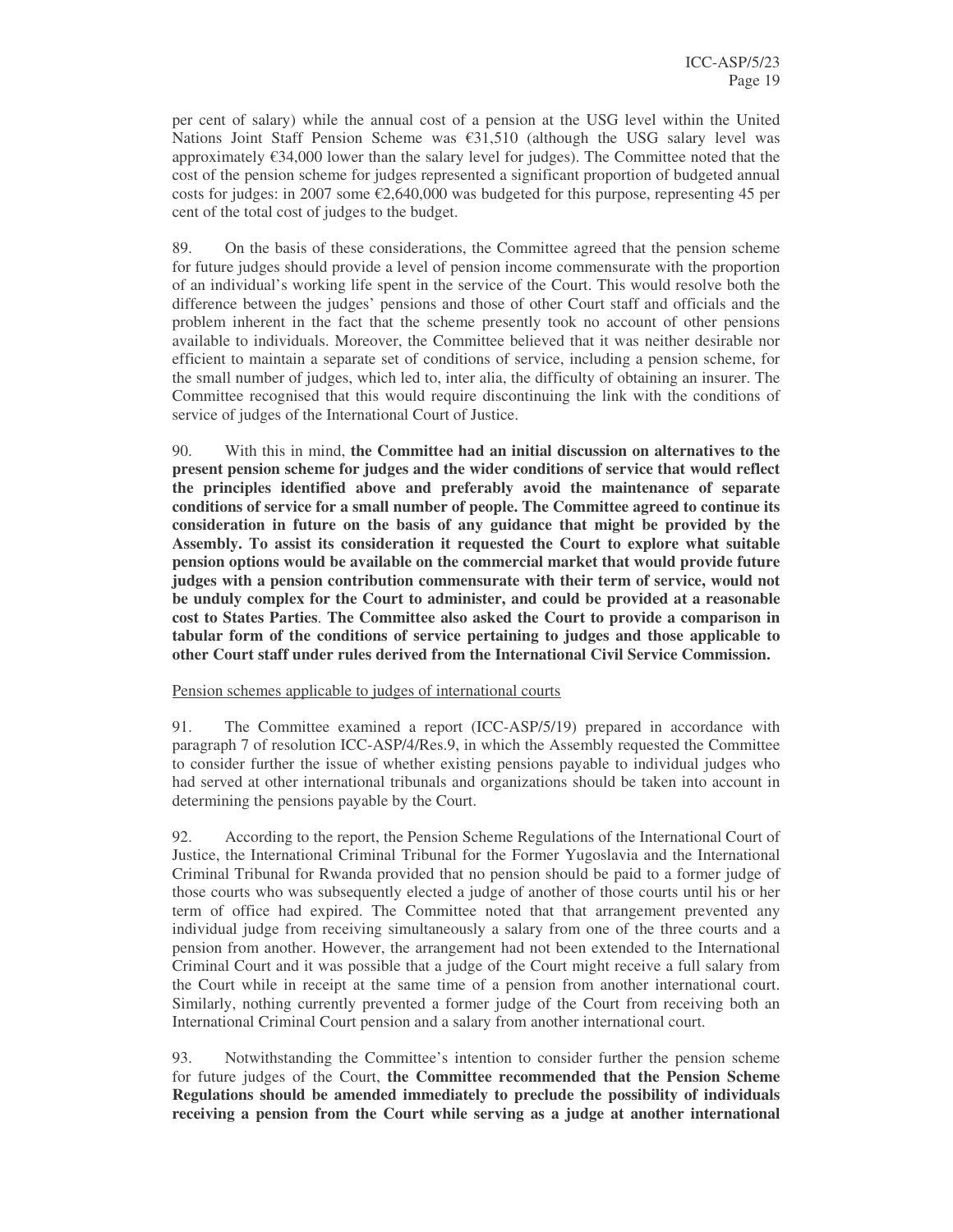per cent of salary) while the annual cost of a pension at the USG level within the United Nations Joint Staff Pension Scheme was €31,510 (although the USG salary level was approximately €34,000 lower than the salary level for judges). The Committee noted that the cost of the pension scheme for judges represented a significant proportion of budgeted annual costs for judges: in 2007 some €2,640,000 was budgeted for this purpose, representing 45 per cent of the total cost of judges to the budget.

89. On the basis of these considerations, the Committee agreed that the pension scheme for future judges should provide a level of pension income commensurate with the proportion of an individual's working life spent in the service of the Court. This would resolve both the difference between the judges' pensions and those of other Court staff and officials and the problem inherent in the fact that the scheme presently took no account of other pensions available to individuals. Moreover, the Committee believed that it was neither desirable nor efficient to maintain a separate set of conditions of service, including a pension scheme, for the small number of judges, which led to, inter alia, the difficulty of obtaining an insurer. The Committee recognised that this would require discontinuing the link with the conditions of service of judges of the International Court of Justice.

90. With this in mind, **the Committee had an initial discussion on alternatives to the present pension scheme for judges and the wider conditions of service that would reflect the principles identified above and preferably avoid the maintenance of separate conditions of service for a small number of people. The Committee agreed to continue its consideration in future on the basis of any guidance that might be provided by the Assembly. To assist its consideration it requested the Court to explore what suitable pension options would be available on the commercial market that would provide future judges with a pension contribution commensurate with their term of service, would not be unduly complex for the Court to administer, and could be provided at a reasonable cost to States Parties**. **The Committee also asked the Court to provide a comparison in tabular form of the conditions of service pertaining to judges and those applicable to other Court staff under rules derived from the International Civil Service Commission.**

Pension schemes applicable to judges of international courts

91. The Committee examined a report (ICC-ASP/5/19) prepared in accordance with paragraph 7 of resolution ICC-ASP/4/Res.9, in which the Assembly requested the Committee to consider further the issue of whether existing pensions payable to individual judges who had served at other international tribunals and organizations should be taken into account in determining the pensions payable by the Court.

92. According to the report, the Pension Scheme Regulations of the International Court of Justice, the International Criminal Tribunal for the Former Yugoslavia and the International Criminal Tribunal for Rwanda provided that no pension should be paid to a former judge of those courts who was subsequently elected a judge of another of those courts until his or her term of office had expired. The Committee noted that that arrangement prevented any individual judge from receiving simultaneously a salary from one of the three courts and a pension from another. However, the arrangement had not been extended to the International Criminal Court and it was possible that a judge of the Court might receive a full salary from the Court while in receipt at the same time of a pension from another international court. Similarly, nothing currently prevented a former judge of the Court from receiving both an International Criminal Court pension and a salary from another international court.

93. Notwithstanding the Committee's intention to consider further the pension scheme for future judges of the Court, **the Committee recommended that the Pension Scheme Regulations should be amended immediately to preclude the possibility of individuals receiving a pension from the Court while serving as a judge at another international**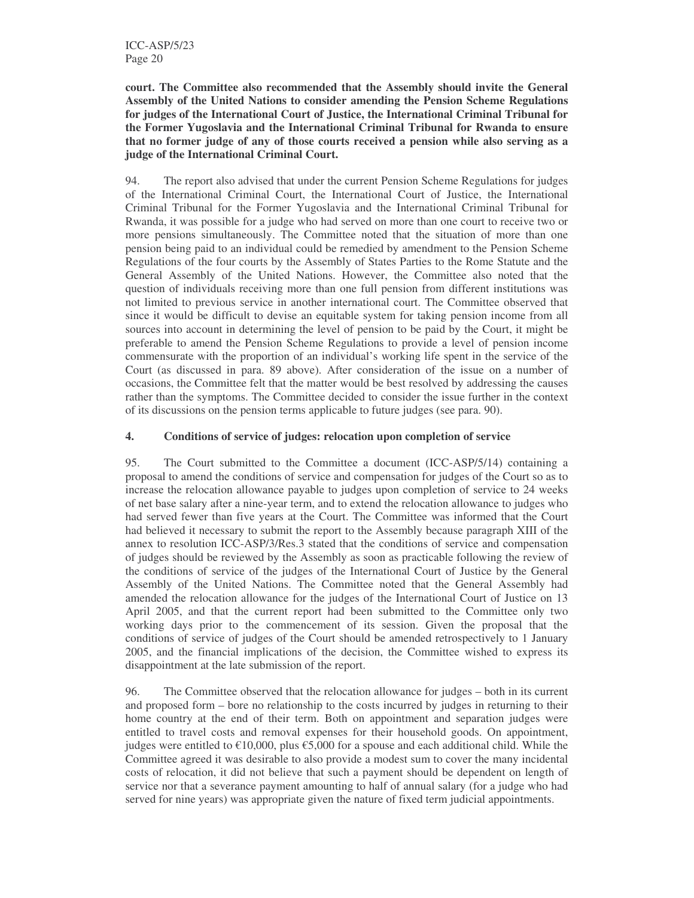**court. The Committee also recommended that the Assembly should invite the General Assembly of the United Nations to consider amending the Pension Scheme Regulations for judges of the International Court of Justice, the International Criminal Tribunal for the Former Yugoslavia and the International Criminal Tribunal for Rwanda to ensure that no former judge of any of those courts received a pension while also serving as a judge of the International Criminal Court.**

94. The report also advised that under the current Pension Scheme Regulations for judges of the International Criminal Court, the International Court of Justice, the International Criminal Tribunal for the Former Yugoslavia and the International Criminal Tribunal for Rwanda, it was possible for a judge who had served on more than one court to receive two or more pensions simultaneously. The Committee noted that the situation of more than one pension being paid to an individual could be remedied by amendment to the Pension Scheme Regulations of the four courts by the Assembly of States Parties to the Rome Statute and the General Assembly of the United Nations. However, the Committee also noted that the question of individuals receiving more than one full pension from different institutions was not limited to previous service in another international court. The Committee observed that since it would be difficult to devise an equitable system for taking pension income from all sources into account in determining the level of pension to be paid by the Court, it might be preferable to amend the Pension Scheme Regulations to provide a level of pension income commensurate with the proportion of an individual's working life spent in the service of the Court (as discussed in para. 89 above). After consideration of the issue on a number of occasions, the Committee felt that the matter would be best resolved by addressing the causes rather than the symptoms. The Committee decided to consider the issue further in the context of its discussions on the pension terms applicable to future judges (see para. 90).

#### 4. Conditions of service of judges: relocation upon completion of service

95. The Court submitted to the Committee a document (ICC-ASP/5/14) containing a proposal to amend the conditions of service and compensation for judges of the Court so as to increase the relocation allowance payable to judges upon completion of service to 24 weeks of net base salary after a nine-year term, and to extend the relocation allowance to judges who had served fewer than five years at the Court. The Committee was informed that the Court had believed it necessary to submit the report to the Assembly because paragraph XIII of the annex to resolution ICC-ASP/3/Res.3 stated that the conditions of service and compensation of judges should be reviewed by the Assembly as soon as practicable following the review of the conditions of service of the judges of the International Court of Justice by the General Assembly of the United Nations. The Committee noted that the General Assembly had amended the relocation allowance for the judges of the International Court of Justice on 13 April 2005, and that the current report had been submitted to the Committee only two working days prior to the commencement of its session. Given the proposal that the conditions of service of judges of the Court should be amended retrospectively to 1 January 2005, and the financial implications of the decision, the Committee wished to express its disappointment at the late submission of the report.

96. The Committee observed that the relocation allowance for judges – both in its current and proposed form – bore no relationship to the costs incurred by judges in returning to their home country at the end of their term. Both on appointment and separation judges were entitled to travel costs and removal expenses for their household goods. On appointment, judges were entitled to €10,000, plus €5,000 for a spouse and each additional child. While the Committee agreed it was desirable to also provide a modest sum to cover the many incidental costs of relocation, it did not believe that such a payment should be dependent on length of service nor that a severance payment amounting to half of annual salary (for a judge who had served for nine years) was appropriate given the nature of fixed term judicial appointments.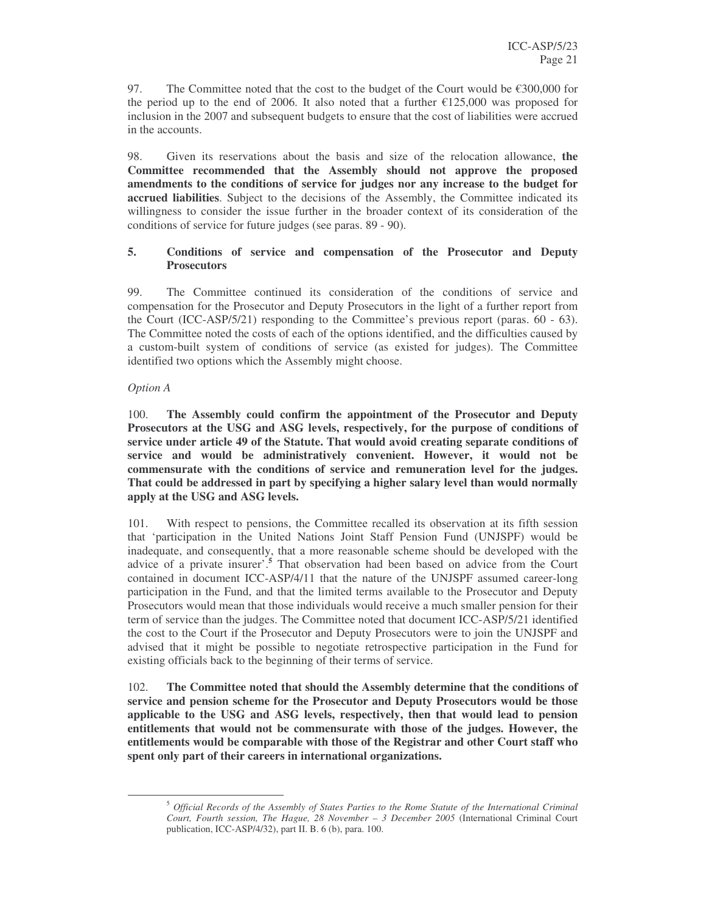97. The Committee noted that the cost to the budget of the Court would be €300,000 for the period up to the end of 2006. It also noted that a further €125,000 was proposed for inclusion in the 2007 and subsequent budgets to ensure that the cost of liabilities were accrued in the accounts.

98. Given its reservations about the basis and size of the relocation allowance, **the Committee recommended that the Assembly should not approve the proposed amendments to the conditions of service for judges nor any increase to the budget for accrued liabilities**. Subject to the decisions of the Assembly, the Committee indicated its willingness to consider the issue further in the broader context of its consideration of the conditions of service for future judges (see paras. 89 - 90).

### 5. Conditions of service and compensation of the Prosecutor and Deputy Prosecutors

99. The Committee continued its consideration of the conditions of service and compensation for the Prosecutor and Deputy Prosecutors in the light of a further report from the Court (ICC-ASP/5/21) responding to the Committee's previous report (paras. 60 - 63). The Committee noted the costs of each of the options identified, and the difficulties caused by a custom-built system of conditions of service (as existed for judges). The Committee identified two options which the Assembly might choose.

*Option A*

100. **The Assembly could confirm the appointment of the Prosecutor and Deputy Prosecutors at the USG and ASG levels, respectively, for the purpose of conditions of service under article 49 of the Statute. That would avoid creating separate conditions of service and would be administratively convenient. However, it would not be commensurate with the conditions of service and remuneration level for the judges. That could be addressed in part by specifying a higher salary level than would normally apply at the USG and ASG levels.**

101. With respect to pensions, the Committee recalled its observation at its fifth session that 'participation in the United Nations Joint Staff Pension Fund (UNJSPF) would be inadequate, and consequently, that a more reasonable scheme should be developed with the advice of a private insurer'.[5] That observation had been based on advice from the Court contained in document ICC-ASP/4/11 that the nature of the UNJSPF assumed career-long participation in the Fund, and that the limited terms available to the Prosecutor and Deputy Prosecutors would mean that those individuals would receive a much smaller pension for their term of service than the judges. The Committee noted that document ICC-ASP/5/21 identified the cost to the Court if the Prosecutor and Deputy Prosecutors were to join the UNJSPF and advised that it might be possible to negotiate retrospective participation in the Fund for existing officials back to the beginning of their terms of service.

102. **The Committee noted that should the Assembly determine that the conditions of service and pension scheme for the Prosecutor and Deputy Prosecutors would be those applicable to the USG and ASG levels, respectively, then that would lead to pension entitlements that would not be commensurate with those of the judges. However, the entitlements would be comparable with those of the Registrar and other Court staff who spent only part of their careers in international organizations.**

---

[5] *Official Records of the Assembly of States Parties to the Rome Statute of the International Criminal Court, Fourth session, The Hague, 28 November – 3 December 2005* (International Criminal Court publication, ICC-ASP/4/32), part II. B. 6 (b), para. 100.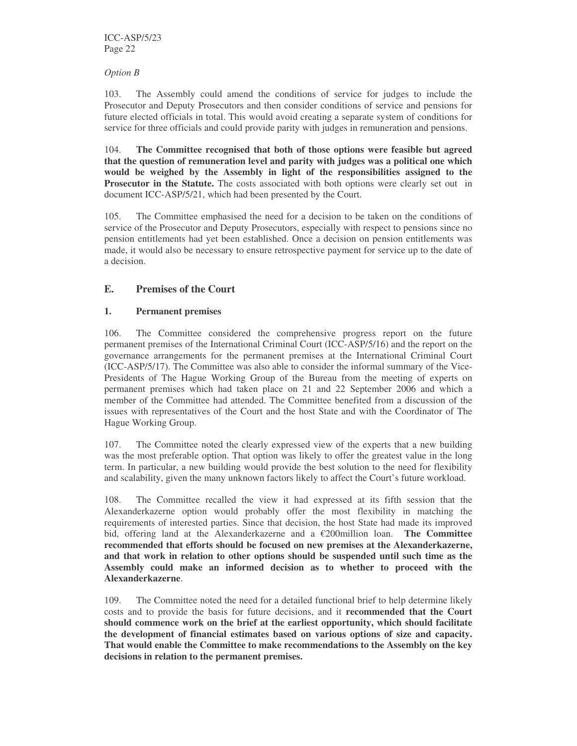*Option B*

103. The Assembly could amend the conditions of service for judges to include the Prosecutor and Deputy Prosecutors and then consider conditions of service and pensions for future elected officials in total. This would avoid creating a separate system of conditions for service for three officials and could provide parity with judges in remuneration and pensions.

104. **The Committee recognised that both of those options were feasible but agreed that the question of remuneration level and parity with judges was a political one which would be weighed by the Assembly in light of the responsibilities assigned to the Prosecutor in the Statute.** The costs associated with both options were clearly set out in document ICC-ASP/5/21, which had been presented by the Court.

105. The Committee emphasised the need for a decision to be taken on the conditions of service of the Prosecutor and Deputy Prosecutors, especially with respect to pensions since no pension entitlements had yet been established. Once a decision on pension entitlements was made, it would also be necessary to ensure retrospective payment for service up to the date of a decision.

## E. Premises of the Court

### 1. Permanent premises

106. The Committee considered the comprehensive progress report on the future permanent premises of the International Criminal Court (ICC-ASP/5/16) and the report on the governance arrangements for the permanent premises at the International Criminal Court (ICC-ASP/5/17). The Committee was also able to consider the informal summary of the Vice-Presidents of The Hague Working Group of the Bureau from the meeting of experts on permanent premises which had taken place on 21 and 22 September 2006 and which a member of the Committee had attended. The Committee benefited from a discussion of the issues with representatives of the Court and the host State and with the Coordinator of The Hague Working Group.

107. The Committee noted the clearly expressed view of the experts that a new building was the most preferable option. That option was likely to offer the greatest value in the long term. In particular, a new building would provide the best solution to the need for flexibility and scalability, given the many unknown factors likely to affect the Court's future workload.

108. The Committee recalled the view it had expressed at its fifth session that the Alexanderkazerne option would probably offer the most flexibility in matching the requirements of interested parties. Since that decision, the host State had made its improved bid, offering land at the Alexanderkazerne and a €200million loan. **The Committee recommended that efforts should be focused on new premises at the Alexanderkazerne, and that work in relation to other options should be suspended until such time as the Assembly could make an informed decision as to whether to proceed with the Alexanderkazerne**.

109. The Committee noted the need for a detailed functional brief to help determine likely costs and to provide the basis for future decisions, and it **recommended that the Court should commence work on the brief at the earliest opportunity, which should facilitate the development of financial estimates based on various options of size and capacity. That would enable the Committee to make recommendations to the Assembly on the key decisions in relation to the permanent premises.**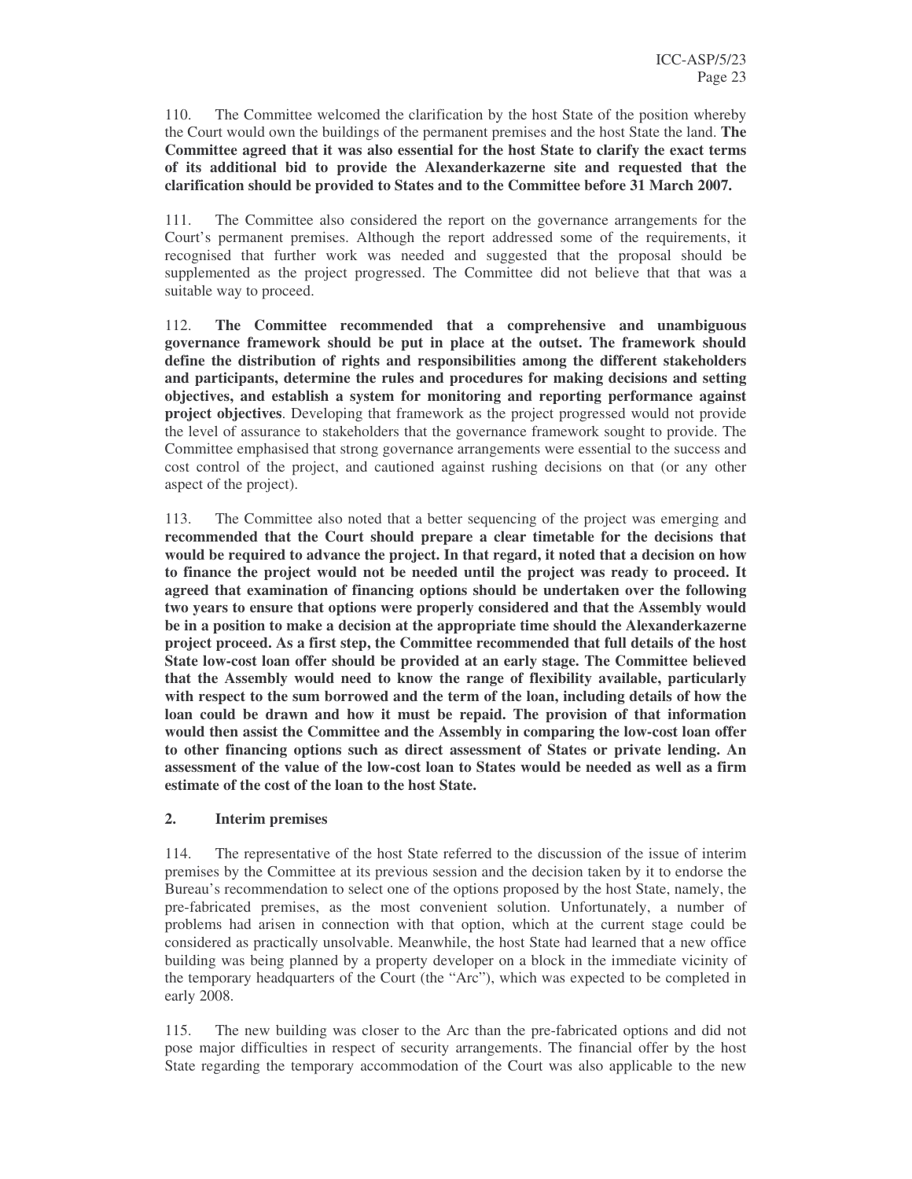110. The Committee welcomed the clarification by the host State of the position whereby the Court would own the buildings of the permanent premises and the host State the land. **The Committee agreed that it was also essential for the host State to clarify the exact terms of its additional bid to provide the Alexanderkazerne site and requested that the clarification should be provided to States and to the Committee before 31 March 2007.**

111. The Committee also considered the report on the governance arrangements for the Court's permanent premises. Although the report addressed some of the requirements, it recognised that further work was needed and suggested that the proposal should be supplemented as the project progressed. The Committee did not believe that that was a suitable way to proceed.

112. **The Committee recommended that a comprehensive and unambiguous governance framework should be put in place at the outset. The framework should define the distribution of rights and responsibilities among the different stakeholders and participants, determine the rules and procedures for making decisions and setting objectives, and establish a system for monitoring and reporting performance against project objectives**. Developing that framework as the project progressed would not provide the level of assurance to stakeholders that the governance framework sought to provide. The Committee emphasised that strong governance arrangements were essential to the success and cost control of the project, and cautioned against rushing decisions on that (or any other aspect of the project).

113. The Committee also noted that a better sequencing of the project was emerging and **recommended that the Court should prepare a clear timetable for the decisions that would be required to advance the project. In that regard, it noted that a decision on how to finance the project would not be needed until the project was ready to proceed. It agreed that examination of financing options should be undertaken over the following two years to ensure that options were properly considered and that the Assembly would be in a position to make a decision at the appropriate time should the Alexanderkazerne project proceed. As a first step, the Committee recommended that full details of the host State low-cost loan offer should be provided at an early stage. The Committee believed that the Assembly would need to know the range of flexibility available, particularly with respect to the sum borrowed and the term of the loan, including details of how the loan could be drawn and how it must be repaid. The provision of that information would then assist the Committee and the Assembly in comparing the low-cost loan offer to other financing options such as direct assessment of States or private lending. An assessment of the value of the low-cost loan to States would be needed as well as a firm estimate of the cost of the loan to the host State.**

## 2. Interim premises

114. The representative of the host State referred to the discussion of the issue of interim premises by the Committee at its previous session and the decision taken by it to endorse the Bureau's recommendation to select one of the options proposed by the host State, namely, the pre-fabricated premises, as the most convenient solution. Unfortunately, a number of problems had arisen in connection with that option, which at the current stage could be considered as practically unsolvable. Meanwhile, the host State had learned that a new office building was being planned by a property developer on a block in the immediate vicinity of the temporary headquarters of the Court (the "Arc"), which was expected to be completed in early 2008.

115. The new building was closer to the Arc than the pre-fabricated options and did not pose major difficulties in respect of security arrangements. The financial offer by the host State regarding the temporary accommodation of the Court was also applicable to the new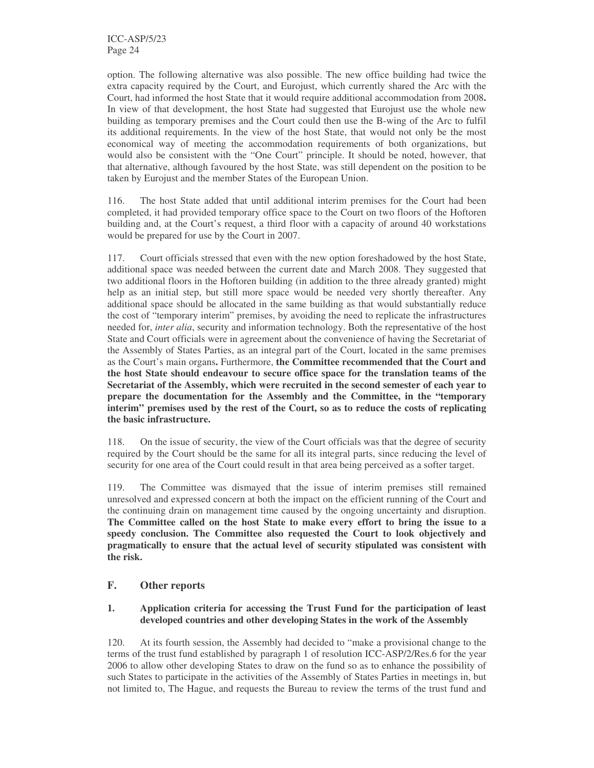option. The following alternative was also possible. The new office building had twice the extra capacity required by the Court, and Eurojust, which currently shared the Arc with the Court, had informed the host State that it would require additional accommodation from 2008**.** In view of that development, the host State had suggested that Eurojust use the whole new building as temporary premises and the Court could then use the B-wing of the Arc to fulfil its additional requirements. In the view of the host State, that would not only be the most economical way of meeting the accommodation requirements of both organizations, but would also be consistent with the "One Court" principle. It should be noted, however, that that alternative, although favoured by the host State, was still dependent on the position to be taken by Eurojust and the member States of the European Union.

116. The host State added that until additional interim premises for the Court had been completed, it had provided temporary office space to the Court on two floors of the Hoftoren building and, at the Court's request, a third floor with a capacity of around 40 workstations would be prepared for use by the Court in 2007.

117. Court officials stressed that even with the new option foreshadowed by the host State, additional space was needed between the current date and March 2008. They suggested that two additional floors in the Hoftoren building (in addition to the three already granted) might help as an initial step, but still more space would be needed very shortly thereafter. Any additional space should be allocated in the same building as that would substantially reduce the cost of "temporary interim" premises, by avoiding the need to replicate the infrastructures needed for, *inter alia*, security and information technology. Both the representative of the host State and Court officials were in agreement about the convenience of having the Secretariat of the Assembly of States Parties, as an integral part of the Court, located in the same premises as the Court's main organs**.** Furthermore, **the Committee recommended that the Court and the host State should endeavour to secure office space for the translation teams of the Secretariat of the Assembly, which were recruited in the second semester of each year to prepare the documentation for the Assembly and the Committee, in the "temporary interim" premises used by the rest of the Court, so as to reduce the costs of replicating the basic infrastructure.**

118. On the issue of security, the view of the Court officials was that the degree of security required by the Court should be the same for all its integral parts, since reducing the level of security for one area of the Court could result in that area being perceived as a softer target.

119. The Committee was dismayed that the issue of interim premises still remained unresolved and expressed concern at both the impact on the efficient running of the Court and the continuing drain on management time caused by the ongoing uncertainty and disruption. **The Committee called on the host State to make every effort to bring the issue to a speedy conclusion. The Committee also requested the Court to look objectively and pragmatically to ensure that the actual level of security stipulated was consistent with the risk.**

## F. Other reports

### 1. Application criteria for accessing the Trust Fund for the participation of least developed countries and other developing States in the work of the Assembly

120. At its fourth session, the Assembly had decided to "make a provisional change to the terms of the trust fund established by paragraph 1 of resolution ICC-ASP/2/Res.6 for the year 2006 to allow other developing States to draw on the fund so as to enhance the possibility of such States to participate in the activities of the Assembly of States Parties in meetings in, but not limited to, The Hague, and requests the Bureau to review the terms of the trust fund and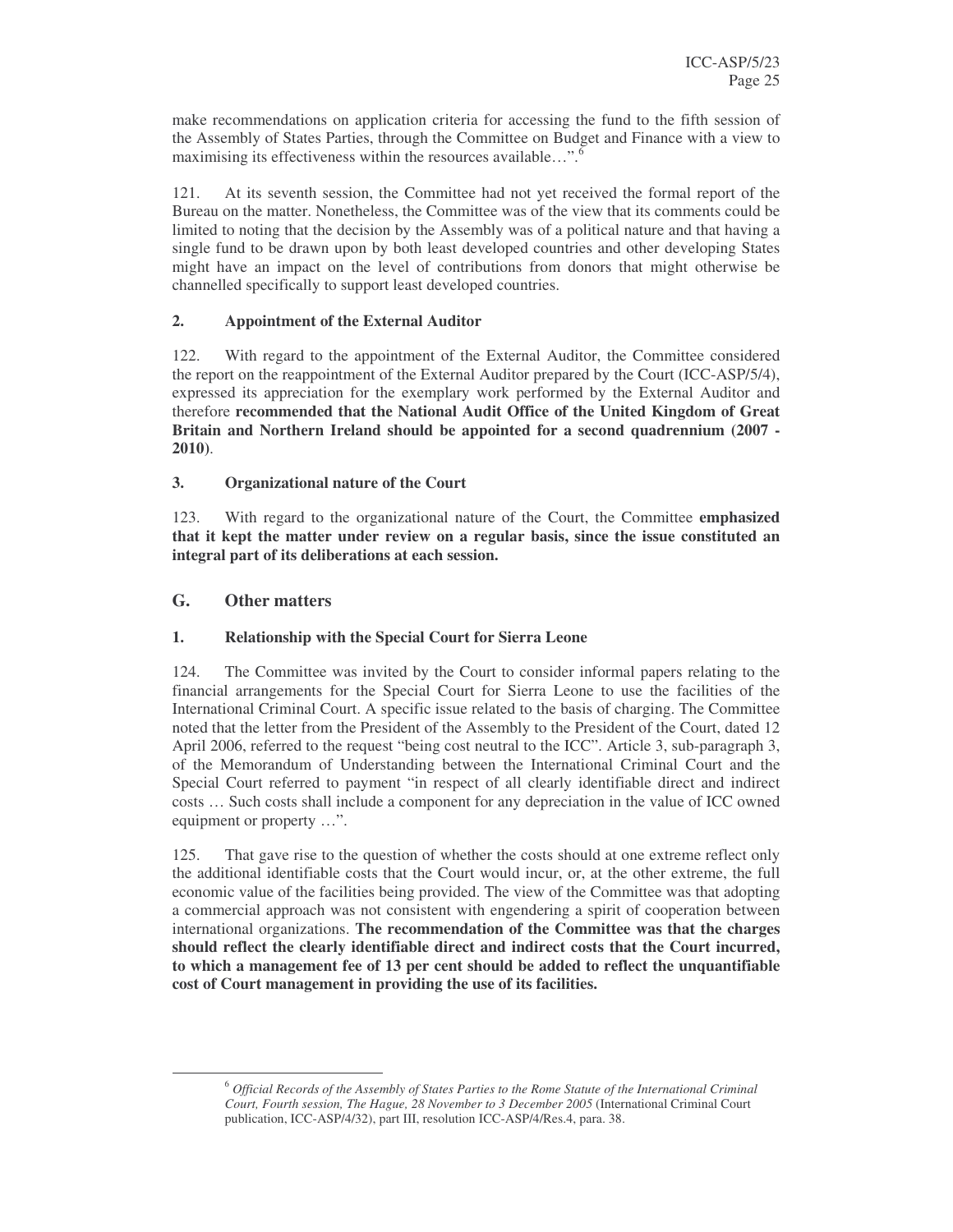make recommendations on application criteria for accessing the fund to the fifth session of the Assembly of States Parties, through the Committee on Budget and Finance with a view to maximising its effectiveness within the resources available…".[6]

121. At its seventh session, the Committee had not yet received the formal report of the Bureau on the matter. Nonetheless, the Committee was of the view that its comments could be limited to noting that the decision by the Assembly was of a political nature and that having a single fund to be drawn upon by both least developed countries and other developing States might have an impact on the level of contributions from donors that might otherwise be channelled specifically to support least developed countries.

### 2. Appointment of the External Auditor

122. With regard to the appointment of the External Auditor, the Committee considered the report on the reappointment of the External Auditor prepared by the Court (ICC-ASP/5/4), expressed its appreciation for the exemplary work performed by the External Auditor and therefore **recommended that the National Audit Office of the United Kingdom of Great Britain and Northern Ireland should be appointed for a second quadrennium (2007 - 2010)**.

### 3. Organizational nature of the Court

123. With regard to the organizational nature of the Court, the Committee **emphasized that it kept the matter under review on a regular basis, since the issue constituted an integral part of its deliberations at each session.**

## G. Other matters

### 1. Relationship with the Special Court for Sierra Leone

124. The Committee was invited by the Court to consider informal papers relating to the financial arrangements for the Special Court for Sierra Leone to use the facilities of the International Criminal Court. A specific issue related to the basis of charging. The Committee noted that the letter from the President of the Assembly to the President of the Court, dated 12 April 2006, referred to the request "being cost neutral to the ICC". Article 3, sub-paragraph 3, of the Memorandum of Understanding between the International Criminal Court and the Special Court referred to payment "in respect of all clearly identifiable direct and indirect costs … Such costs shall include a component for any depreciation in the value of ICC owned equipment or property …".

125. That gave rise to the question of whether the costs should at one extreme reflect only the additional identifiable costs that the Court would incur, or, at the other extreme, the full economic value of the facilities being provided. The view of the Committee was that adopting a commercial approach was not consistent with engendering a spirit of cooperation between international organizations. **The recommendation of the Committee was that the charges should reflect the clearly identifiable direct and indirect costs that the Court incurred, to which a management fee of 13 per cent should be added to reflect the unquantifiable cost of Court management in providing the use of its facilities.**

---

[6] *Official Records of the Assembly of States Parties to the Rome Statute of the International Criminal Court, Fourth session, The Hague, 28 November to 3 December 2005* (International Criminal Court publication, ICC-ASP/4/32), part III, resolution ICC-ASP/4/Res.4, para. 38.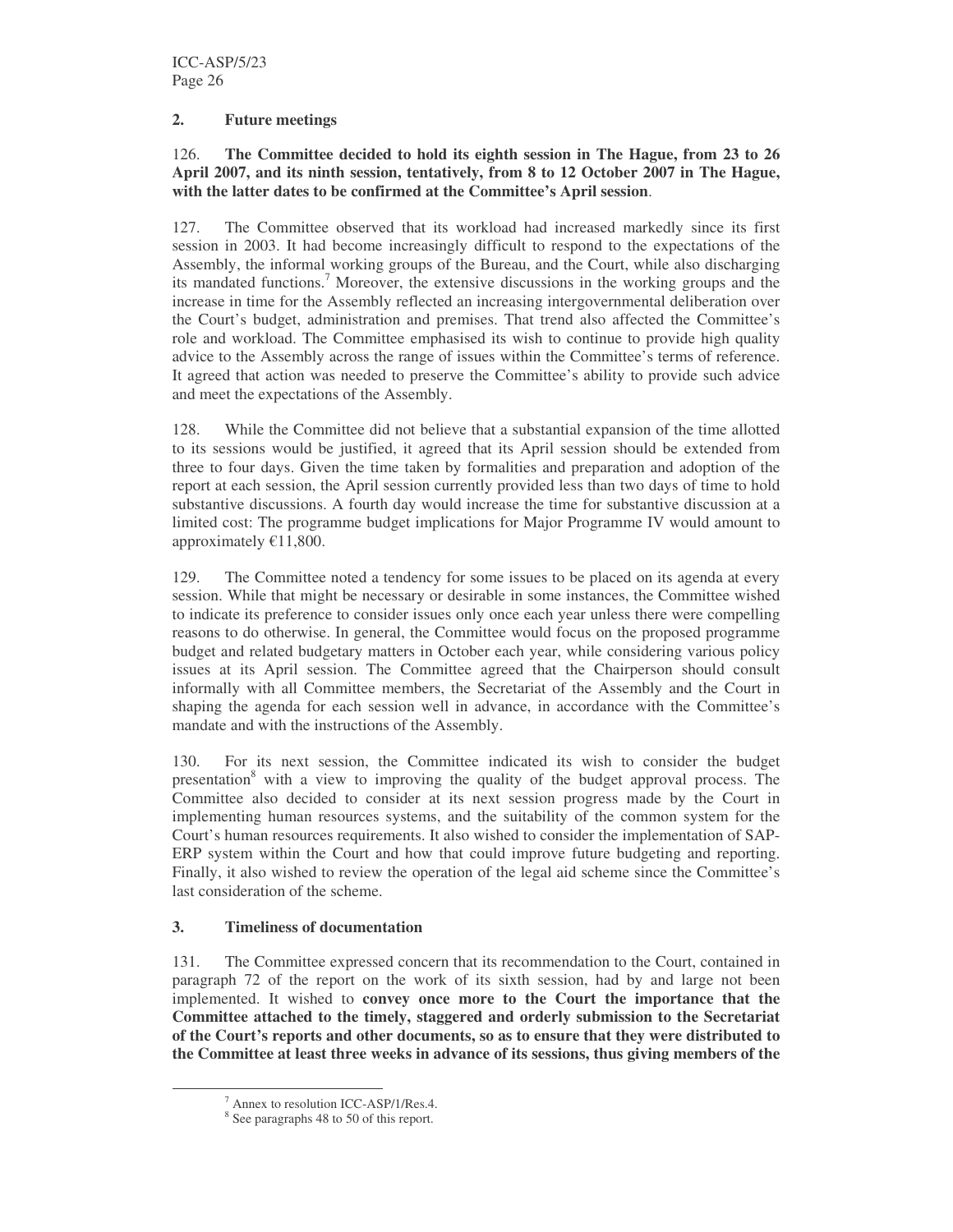## 2. Future meetings

126. **The Committee decided to hold its eighth session in The Hague, from 23 to 26 April 2007, and its ninth session, tentatively, from 8 to 12 October 2007 in The Hague, with the latter dates to be confirmed at the Committee's April session**.

127. The Committee observed that its workload had increased markedly since its first session in 2003. It had become increasingly difficult to respond to the expectations of the Assembly, the informal working groups of the Bureau, and the Court, while also discharging its mandated functions.[7] Moreover, the extensive discussions in the working groups and the increase in time for the Assembly reflected an increasing intergovernmental deliberation over the Court's budget, administration and premises. That trend also affected the Committee's role and workload. The Committee emphasised its wish to continue to provide high quality advice to the Assembly across the range of issues within the Committee's terms of reference. It agreed that action was needed to preserve the Committee's ability to provide such advice and meet the expectations of the Assembly.

128. While the Committee did not believe that a substantial expansion of the time allotted to its sessions would be justified, it agreed that its April session should be extended from three to four days. Given the time taken by formalities and preparation and adoption of the report at each session, the April session currently provided less than two days of time to hold substantive discussions. A fourth day would increase the time for substantive discussion at a limited cost: The programme budget implications for Major Programme IV would amount to approximately €11,800.

129. The Committee noted a tendency for some issues to be placed on its agenda at every session. While that might be necessary or desirable in some instances, the Committee wished to indicate its preference to consider issues only once each year unless there were compelling reasons to do otherwise. In general, the Committee would focus on the proposed programme budget and related budgetary matters in October each year, while considering various policy issues at its April session. The Committee agreed that the Chairperson should consult informally with all Committee members, the Secretariat of the Assembly and the Court in shaping the agenda for each session well in advance, in accordance with the Committee's mandate and with the instructions of the Assembly.

130. For its next session, the Committee indicated its wish to consider the budget presentation[8] with a view to improving the quality of the budget approval process. The Committee also decided to consider at its next session progress made by the Court in implementing human resources systems, and the suitability of the common system for the Court's human resources requirements. It also wished to consider the implementation of SAP-ERP system within the Court and how that could improve future budgeting and reporting. Finally, it also wished to review the operation of the legal aid scheme since the Committee's last consideration of the scheme.

## 3. Timeliness of documentation

131. The Committee expressed concern that its recommendation to the Court, contained in paragraph 72 of the report on the work of its sixth session, had by and large not been implemented. It wished to **convey once more to the Court the importance that the Committee attached to the timely, staggered and orderly submission to the Secretariat of the Court's reports and other documents, so as to ensure that they were distributed to the Committee at least three weeks in advance of its sessions, thus giving members of the**

---

[7] Annex to resolution ICC-ASP/1/Res.4.

[8] See paragraphs 48 to 50 of this report.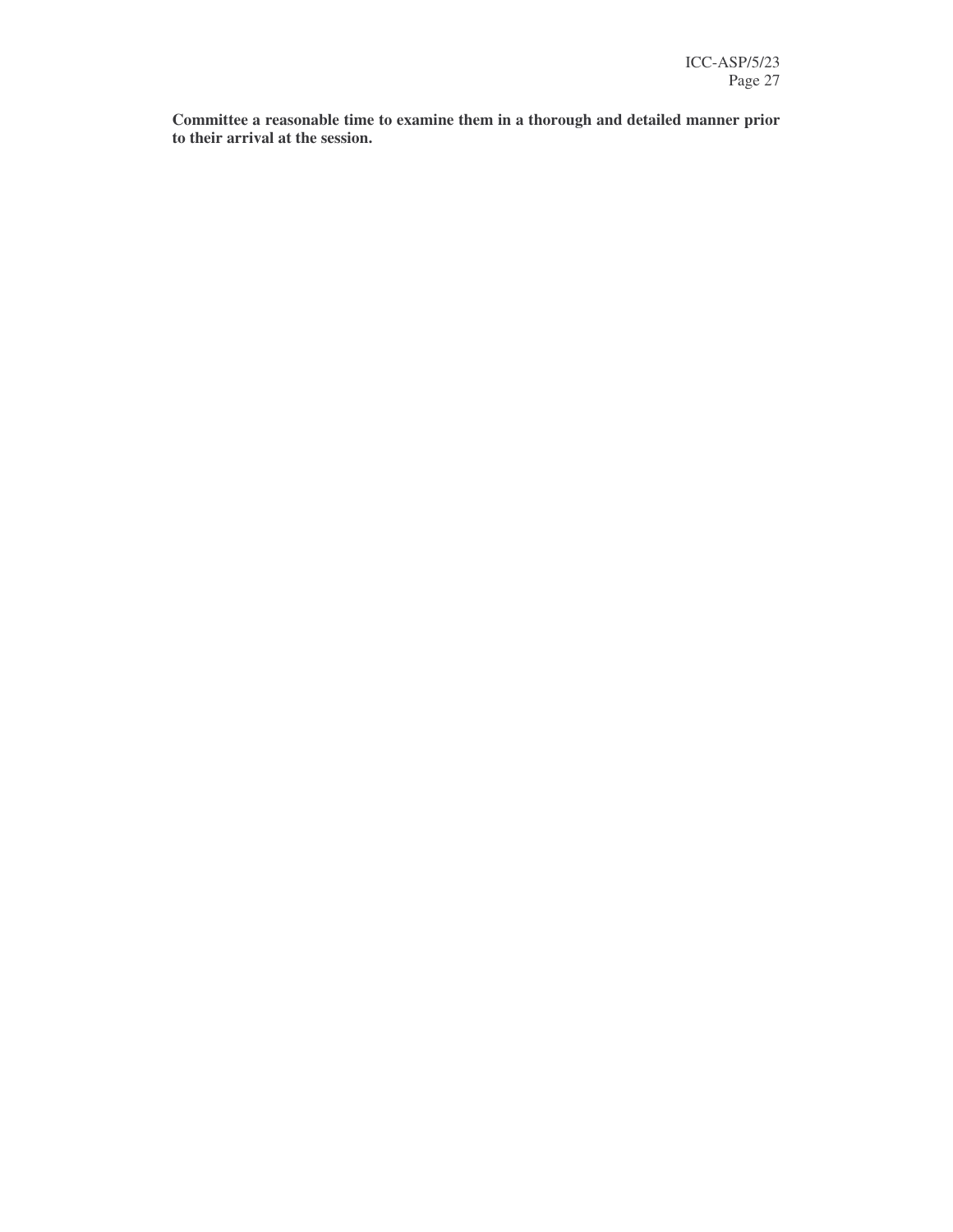**Committee a reasonable time to examine them in a thorough and detailed manner prior to their arrival at the session.**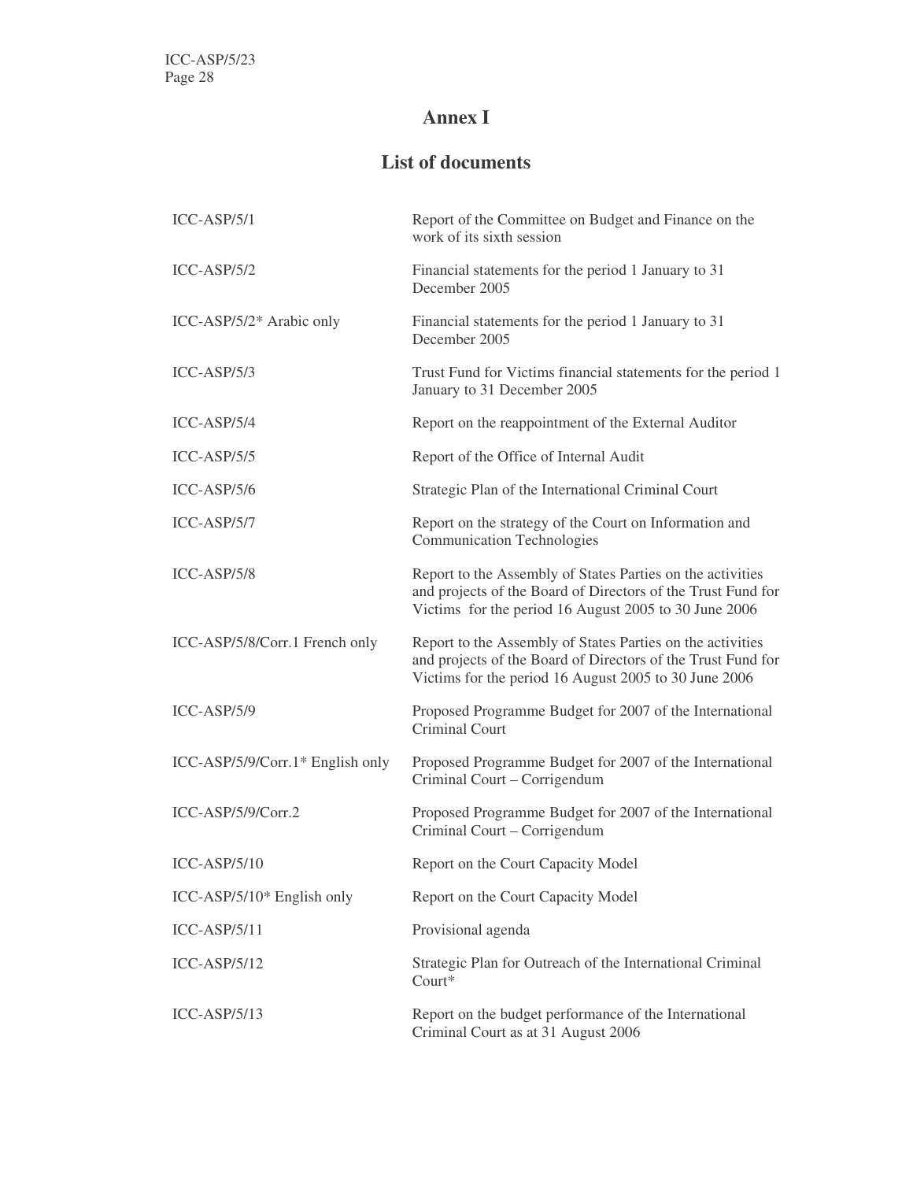# Annex I

## List of documents

| | |
|---|---|
| ICC-ASP/5/1 | Report of the Committee on Budget and Finance on the work of its sixth session |
| ICC-ASP/5/2 | Financial statements for the period 1 January to 31 December 2005 |
| ICC-ASP/5/2* Arabic only | Financial statements for the period 1 January to 31 December 2005 |
| ICC-ASP/5/3 | Trust Fund for Victims financial statements for the period 1 January to 31 December 2005 |
| ICC-ASP/5/4 | Report on the reappointment of the External Auditor |
| ICC-ASP/5/5 | Report of the Office of Internal Audit |
| ICC-ASP/5/6 | Strategic Plan of the International Criminal Court |
| ICC-ASP/5/7 | Report on the strategy of the Court on Information and Communication Technologies |
| ICC-ASP/5/8 | Report to the Assembly of States Parties on the activities and projects of the Board of Directors of the Trust Fund for Victims for the period 16 August 2005 to 30 June 2006 |
| ICC-ASP/5/8/Corr.1 French only | Report to the Assembly of States Parties on the activities and projects of the Board of Directors of the Trust Fund for Victims for the period 16 August 2005 to 30 June 2006 |
| ICC-ASP/5/9 | Proposed Programme Budget for 2007 of the International Criminal Court |
| ICC-ASP/5/9/Corr.1* English only | Proposed Programme Budget for 2007 of the International Criminal Court – Corrigendum |
| ICC-ASP/5/9/Corr.2 | Proposed Programme Budget for 2007 of the International Criminal Court – Corrigendum |
| ICC-ASP/5/10 | Report on the Court Capacity Model |
| ICC-ASP/5/10* English only | Report on the Court Capacity Model |
| ICC-ASP/5/11 | Provisional agenda |
| ICC-ASP/5/12 | Strategic Plan for Outreach of the International Criminal Court* |
| ICC-ASP/5/13 | Report on the budget performance of the International Criminal Court as at 31 August 2006 |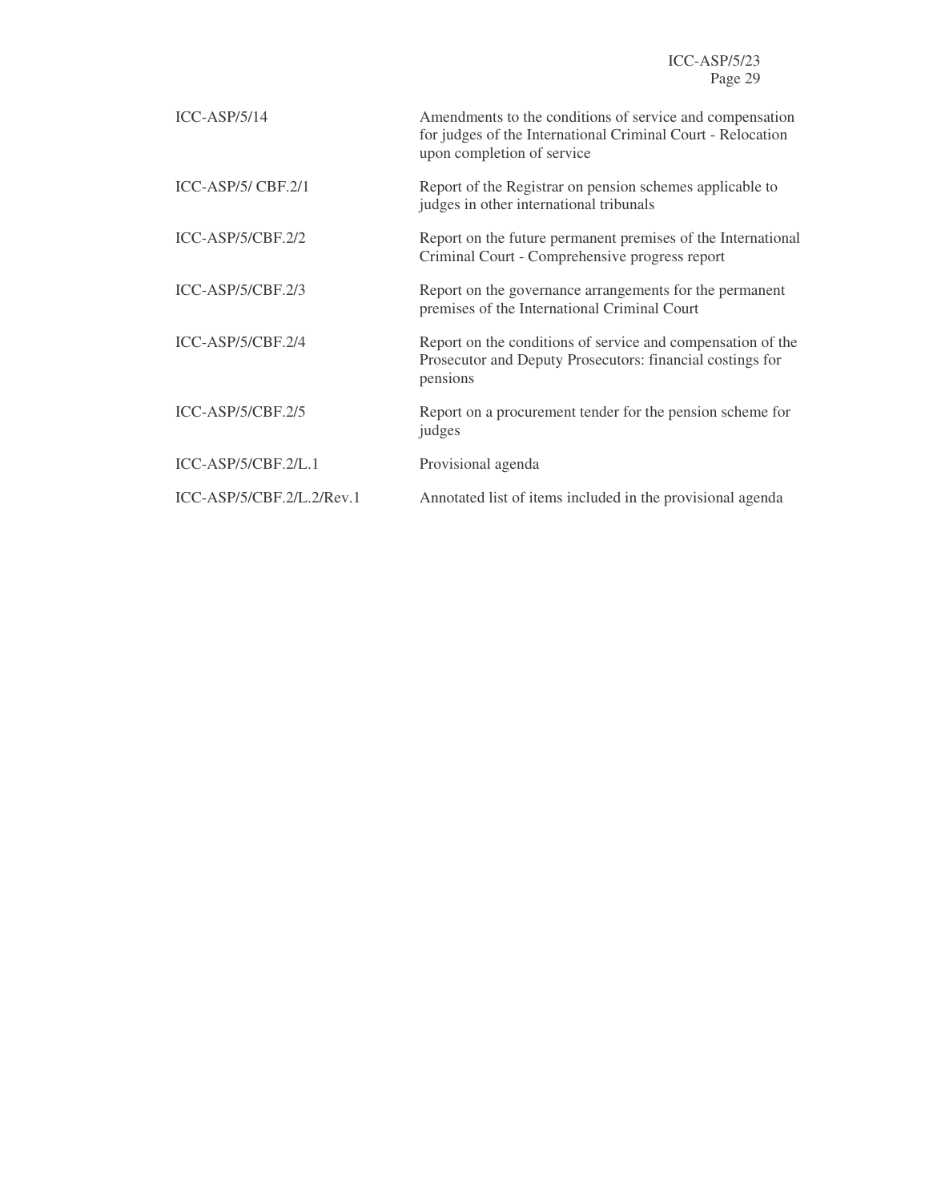| | |
|---|---|
| ICC-ASP/5/14 | Amendments to the conditions of service and compensation for judges of the International Criminal Court - Relocation upon completion of service |
| ICC-ASP/5/ CBF.2/1 | Report of the Registrar on pension schemes applicable to judges in other international tribunals |
| ICC-ASP/5/CBF.2/2 | Report on the future permanent premises of the International Criminal Court - Comprehensive progress report |
| ICC-ASP/5/CBF.2/3 | Report on the governance arrangements for the permanent premises of the International Criminal Court |
| ICC-ASP/5/CBF.2/4 | Report on the conditions of service and compensation of the Prosecutor and Deputy Prosecutors: financial costings for pensions |
| ICC-ASP/5/CBF.2/5 | Report on a procurement tender for the pension scheme for judges |
| ICC-ASP/5/CBF.2/L.1 | Provisional agenda |
| ICC-ASP/5/CBF.2/L.2/Rev.1 | Annotated list of items included in the provisional agenda |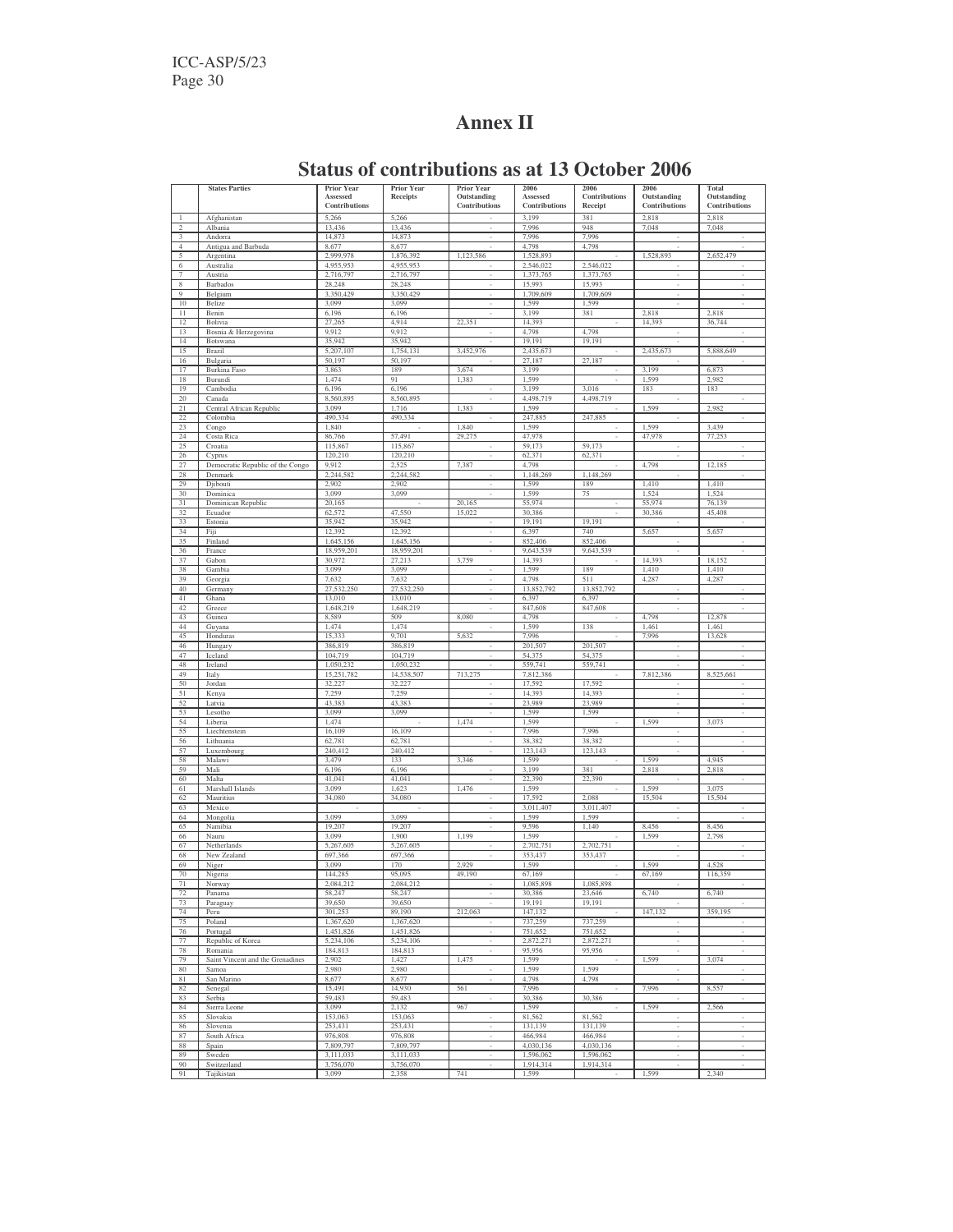# Annex II

## Status of contributions as at 13 October 2006

| | States Parties | Prior Year Assessed Contributions | Prior Year Receipts | Prior Year Outstanding Contributions | 2006 Assessed Contributions | 2006 Contributions Receipt | 2006 Outstanding Contributions | Total Outstanding Contributions |
|---|---|---|---|---|---|---|---|---|
| 1 | Afghanistan | 5,266 | 5,266 | - | 3,199 | 381 | 2,818 | 2,818 |
| 2 | Albania | 13,436 | 13,436 | - | 7,996 | 948 | 7,048 | 7,048 |
| 3 | Andorra | 14,873 | 14,873 | - | 7,996 | 7,996 | - | - |
| 4 | Antigua and Barbuda | 8,677 | 8,677 | - | 4,798 | 4,798 | - | - |
| 5 | Argentina | 2,999,978 | 1,876,392 | 1,123,586 | 1,528,893 | - | 1,528,893 | 2,652,479 |
| 6 | Australia | 4,955,953 | 4,955,953 | - | 2,546,022 | 2,546,022 | - | - |
| 7 | Austria | 2,716,797 | 2,716,797 | - | 1,373,765 | 1,373,765 | - | - |
| 8 | Barbados | 28,248 | 28,248 | - | 15,993 | 15,993 | - | - |
| 9 | Belgium | 3,350,429 | 3,350,429 | - | 1,709,609 | 1,709,609 | - | - |
| 10 | Belize | 3,099 | 3,099 | - | 1,599 | 1,599 | - | - |
| 11 | Benin | 6,196 | 6,196 | - | 3,199 | 381 | 2,818 | 2,818 |
| 12 | Bolivia | 27,265 | 4,914 | 22,351 | 14,393 | - | 14,393 | 36,744 |
| 13 | Bosnia & Herzegovina | 9,912 | 9,912 | - | 4,798 | 4,798 | - | - |
| 14 | Botswana | 35,942 | 35,942 | - | 19,191 | 19,191 | - | - |
| 15 | Brazil | 5,207,107 | 1,754,131 | 3,452,976 | 2,435,673 | - | 2,435,673 | 5,888,649 |
| 16 | Bulgaria | 50,197 | 50,197 | - | 27,187 | 27,187 | - | - |
| 17 | Burkina Faso | 3,863 | 189 | 3,674 | 3,199 | - | 3,199 | 6,873 |
| 18 | Burundi | 1,474 | 91 | 1,383 | 1,599 | - | 1,599 | 2,982 |
| 19 | Cambodia | 6,196 | 6,196 | - | 3,199 | 3,016 | 183 | 183 |
| 20 | Canada | 8,560,895 | 8,560,895 | - | 4,498,719 | 4,498,719 | - | - |
| 21 | Central African Republic | 3,099 | 1,716 | 1,383 | 1,599 | - | 1,599 | 2,982 |
| 22 | Colombia | 490,334 | 490,334 | - | 247,885 | 247,885 | - | - |
| 23 | Congo | 1,840 | - | 1,840 | 1,599 | - | 1,599 | 3,439 |
| 24 | Costa Rica | 86,766 | 57,491 | 29,275 | 47,978 | - | 47,978 | 77,253 |
| 25 | Croatia | 115,867 | 115,867 | - | 59,173 | 59,173 | - | - |
| 26 | Cyprus | 120,210 | 120,210 | - | 62,371 | 62,371 | - | - |
| 27 | Democratic Republic of the Congo | 9,912 | 2,525 | 7,387 | 4,798 | - | 4,798 | 12,185 |
| 28 | Denmark | 2,244,582 | 2,244,582 | - | 1,148,269 | 1,148,269 | - | - |
| 29 | Djibouti | 2,902 | 2,902 | - | 1,599 | 189 | 1,410 | 1,410 |
| 30 | Dominica | 3,099 | 3,099 | - | 1,599 | 75 | 1,524 | 1,524 |
| 31 | Dominican Republic | 20,165 | - | 20,165 | 55,974 | - | 55,974 | 76,139 |
| 32 | Ecuador | 62,572 | 47,550 | 15,022 | 30,386 | - | 30,386 | 45,408 |
| 33 | Estonia | 35,942 | 35,942 | - | 19,191 | 19,191 | - | - |
| 34 | Fiji | 12,392 | 12,392 | - | 6,397 | 740 | 5,657 | 5,657 |
| 35 | Finland | 1,645,156 | 1,645,156 | - | 852,406 | 852,406 | - | - |
| 36 | France | 18,959,201 | 18,959,201 | - | 9,643,539 | 9,643,539 | - | - |
| 37 | Gabon | 30,972 | 27,213 | 3,759 | 14,393 | - | 14,393 | 18,152 |
| 38 | Gambia | 3,099 | 3,099 | - | 1,599 | 189 | 1,410 | 1,410 |
| 39 | Georgia | 7,632 | 7,632 | - | 4,798 | 511 | 4,287 | 4,287 |
| 40 | Germany | 27,532,250 | 27,532,250 | - | 13,852,792 | 13,852,792 | - | - |
| 41 | Ghana | 13,010 | 13,010 | - | 6,397 | 6,397 | - | - |
| 42 | Greece | 1,648,219 | 1,648,219 | - | 847,608 | 847,608 | - | - |
| 43 | Guinea | 8,589 | 509 | 8,080 | 4,798 | - | 4,798 | 12,878 |
| 44 | Guyana | 1,474 | 1,474 | - | 1,599 | 138 | 1,461 | 1,461 |
| 45 | Honduras | 15,333 | 9,701 | 5,632 | 7,996 | - | 7,996 | 13,628 |
| 46 | Hungary | 386,819 | 386,819 | - | 201,507 | 201,507 | - | - |
| 47 | Iceland | 104,719 | 104,719 | - | 54,375 | 54,375 | - | - |
| 48 | Ireland | 1,050,232 | 1,050,232 | - | 559,741 | 559,741 | - | - |
| 49 | Italy | 15,251,782 | 14,538,507 | 713,275 | 7,812,386 | - | 7,812,386 | 8,525,661 |
| 50 | Jordan | 32,227 | 32,227 | - | 17,592 | 17,592 | - | - |
| 51 | Kenya | 7,259 | 7,259 | - | 14,393 | 14,393 | - | - |
| 52 | Latvia | 43,383 | 43,383 | - | 23,989 | 23,989 | - | - |
| 53 | Lesotho | 3,099 | 3,099 | - | 1,599 | 1,599 | - | - |
| 54 | Liberia | 1,474 | - | 1,474 | 1,599 | - | 1,599 | 3,073 |
| 55 | Liechtenstein | 16,109 | 16,109 | - | 7,996 | 7,996 | - | - |
| 56 | Lithuania | 62,781 | 62,781 | - | 38,382 | 38,382 | - | - |
| 57 | Luxembourg | 240,412 | 240,412 | - | 123,143 | 123,143 | - | - |
| 58 | Malawi | 3,479 | 133 | 3,346 | 1,599 | - | 1,599 | 4,945 |
| 59 | Mali | 6,196 | 6,196 | - | 3,199 | 381 | 2,818 | 2,818 |
| 60 | Malta | 41,041 | 41,041 | - | 22,390 | 22,390 | - | - |
| 61 | Marshall Islands | 3,099 | 1,623 | 1,476 | 1,599 | - | 1,599 | 3,075 |
| 62 | Mauritius | 34,080 | 34,080 | - | 17,592 | 2,088 | 15,504 | 15,504 |
| 63 | Mexico | - | - | - | 3,011,407 | 3,011,407 | - | - |
| 64 | Mongolia | 3,099 | 3,099 | - | 1,599 | 1,599 | - | - |
| 65 | Namibia | 19,207 | 19,207 | - | 9,596 | 1,140 | 8,456 | 8,456 |
| 66 | Nauru | 3,099 | 1,900 | 1,199 | 1,599 | - | 1,599 | 2,798 |
| 67 | Netherlands | 5,267,605 | 5,267,605 | - | 2,702,751 | 2,702,751 | - | - |
| 68 | New Zealand | 697,366 | 697,366 | - | 353,437 | 353,437 | - | - |
| 69 | Niger | 3,099 | 170 | 2,929 | 1,599 | - | 1,599 | 4,528 |
| 70 | Nigeria | 144,285 | 95,095 | 49,190 | 67,169 | - | 67,169 | 116,359 |
| 71 | Norway | 2,084,212 | 2,084,212 | - | 1,085,898 | 1,085,898 | - | - |
| 72 | Panama | 58,247 | 58,247 | - | 30,386 | 23,646 | 6,740 | 6,740 |
| 73 | Paraguay | 39,650 | 39,650 | - | 19,191 | 19,191 | - | - |
| 74 | Peru | 301,253 | 89,190 | 212,063 | 147,132 | - | 147,132 | 359,195 |
| 75 | Poland | 1,367,620 | 1,367,620 | - | 737,259 | 737,259 | - | - |
| 76 | Portugal | 1,451,826 | 1,451,826 | - | 751,652 | 751,652 | - | - |
| 77 | Republic of Korea | 5,234,106 | 5,234,106 | - | 2,872,271 | 2,872,271 | - | - |
| 78 | Romania | 184,813 | 184,813 | - | 95,956 | 95,956 | - | - |
| 79 | Saint Vincent and the Grenadines | 2,902 | 1,427 | 1,475 | 1,599 | - | 1,599 | 3,074 |
| 80 | Samoa | 2,980 | 2,980 | - | 1,599 | 1,599 | - | - |
| 81 | San Marino | 8,677 | 8,677 | - | 4,798 | 4,798 | - | - |
| 82 | Senegal | 15,491 | 14,930 | 561 | 7,996 | - | 7,996 | 8,557 |
| 83 | Serbia | 59,483 | 59,483 | - | 30,386 | 30,386 | - | - |
| 84 | Sierra Leone | 3,099 | 2,132 | 967 | 1,599 | - | 1,599 | 2,566 |
| 85 | Slovakia | 153,063 | 153,063 | - | 81,562 | 81,562 | - | - |
| 86 | Slovenia | 253,431 | 253,431 | - | 131,139 | 131,139 | - | - |
| 87 | South Africa | 976,808 | 976,808 | - | 466,984 | 466,984 | - | - |
| 88 | Spain | 7,809,797 | 7,809,797 | - | 4,030,136 | 4,030,136 | - | - |
| 89 | Sweden | 3,111,033 | 3,111,033 | - | 1,596,062 | 1,596,062 | - | - |
| 90 | Switzerland | 3,756,070 | 3,756,070 | - | 1,914,314 | 1,914,314 | - | - |
| 91 | Tajikistan | 3,099 | 2,358 | 741 | 1,599 | - | 1,599 | 2,340 |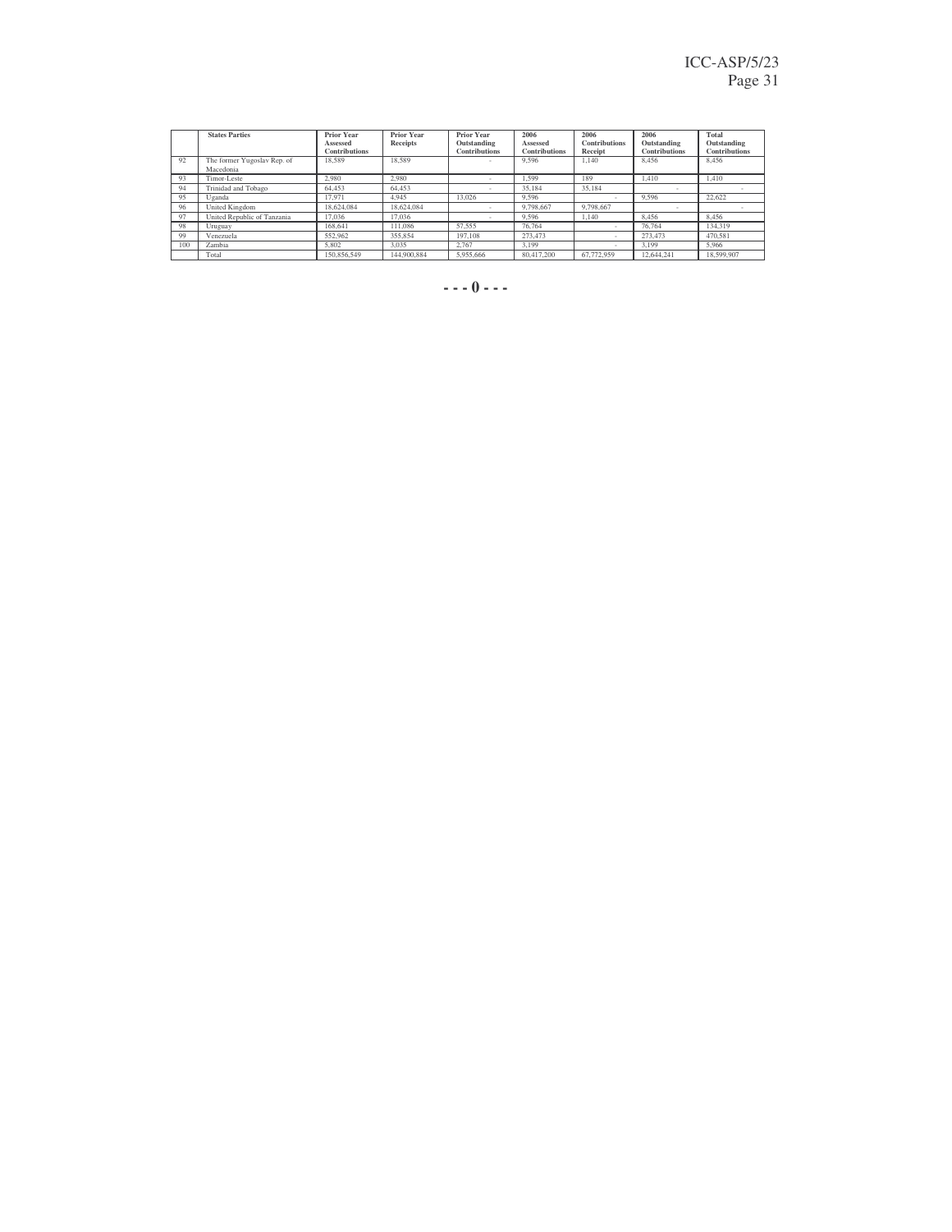| | States Parties | Prior Year Assessed Contributions | Prior Year Receipts | Prior Year Outstanding Contributions | 2006 Assessed Contributions | 2006 Contributions Receipt | 2006 Outstanding Contributions | Total Outstanding Contributions |
|---|---|---|---|---|---|---|---|---|
| 92 | The former Yugoslav Rep. of Macedonia | 18,589 | 18,589 | - | 9,596 | 1,140 | 8,456 | 8,456 |
| 93 | Timor-Leste | 2,980 | 2,980 | - | 1,599 | 189 | 1,410 | 1,410 |
| 94 | Trinidad and Tobago | 64,453 | 64,453 | - | 35,184 | 35,184 | - | - |
| 95 | Uganda | 17,971 | 4,945 | 13,026 | 9,596 | - | 9,596 | 22,622 |
| 96 | United Kingdom | 18,624,084 | 18,624,084 | - | 9,798,667 | 9,798,667 | - | - |
| 97 | United Republic of Tanzania | 17,036 | 17,036 | - | 9,596 | 1,140 | 8,456 | 8,456 |
| 98 | Uruguay | 168,641 | 111,086 | 57,555 | 76,764 | - | 76,764 | 134,319 |
| 99 | Venezuela | 552,962 | 355,854 | 197,108 | 273,473 | - | 273,473 | 470,581 |
| 100 | Zambia | 5,802 | 3,035 | 2,767 | 3,199 | - | 3,199 | 5,966 |
| | Total | 150,856,549 | 144,900,884 | 5,955,666 | 80,417,200 | 67,772,959 | 12,644,241 | 18,599,907 |

- - - 0 - - -